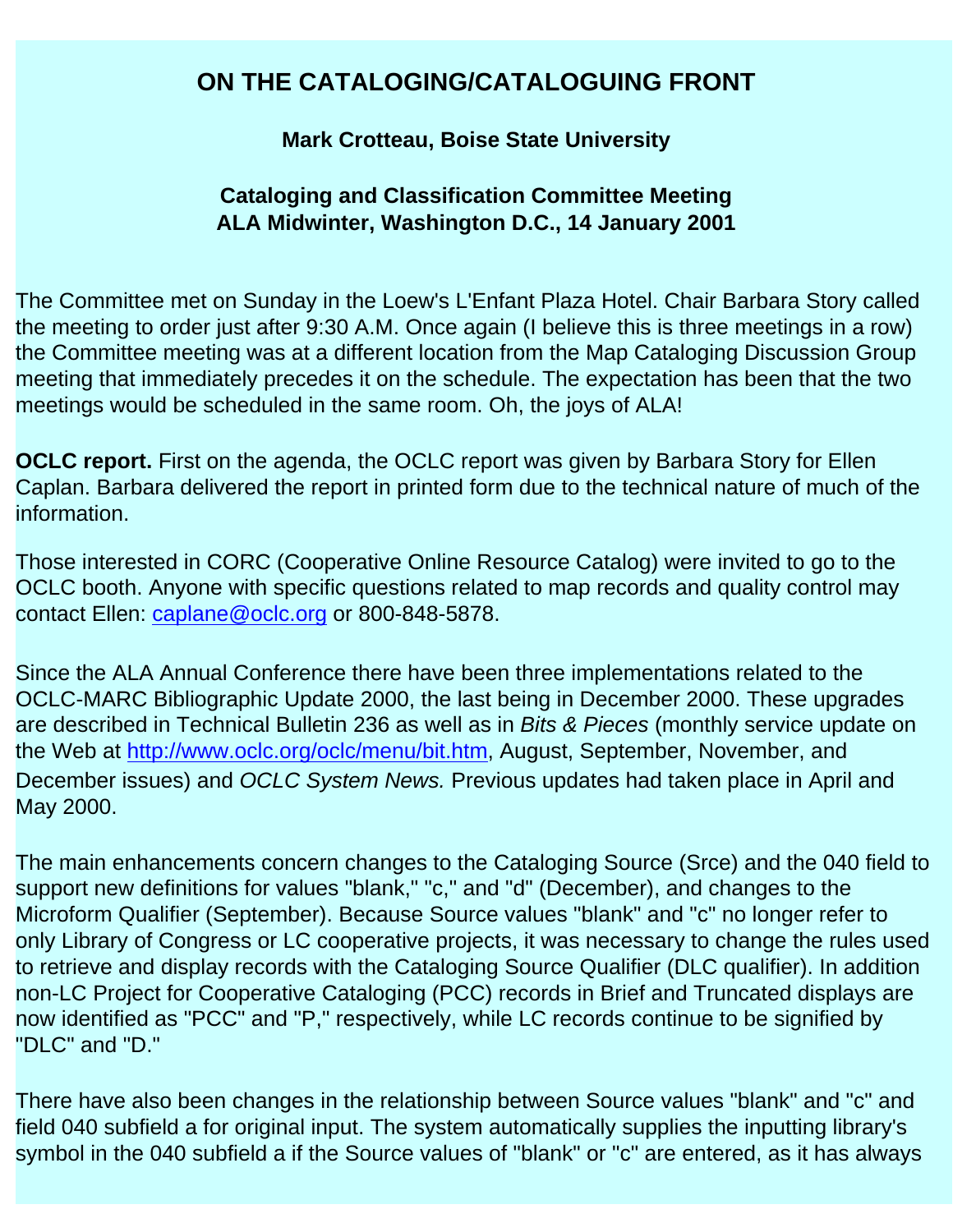# ON THE CATALOGING/CATALOGUING FRONT

**Mark Crotteau, Boise State University**

**Cataloging and Classification Committee Meeting**
**ALA Midwinter, Washington D.C., 14 January 2001**

The Committee met on Sunday in the Loew's L'Enfant Plaza Hotel. Chair Barbara Story called the meeting to order just after 9:30 A.M. Once again (I believe this is three meetings in a row) the Committee meeting was at a different location from the Map Cataloging Discussion Group meeting that immediately precedes it on the schedule. The expectation has been that the two meetings would be scheduled in the same room. Oh, the joys of ALA!

**OCLC report.** First on the agenda, the OCLC report was given by Barbara Story for Ellen Caplan. Barbara delivered the report in printed form due to the technical nature of much of the information.

Those interested in CORC (Cooperative Online Resource Catalog) were invited to go to the OCLC booth. Anyone with specific questions related to map records and quality control may contact Ellen: caplane@oclc.org or 800-848-5878.

Since the ALA Annual Conference there have been three implementations related to the OCLC-MARC Bibliographic Update 2000, the last being in December 2000. These upgrades are described in Technical Bulletin 236 as well as in *Bits & Pieces* (monthly service update on the Web at http://www.oclc.org/oclc/menu/bit.htm, August, September, November, and December issues) and *OCLC System News.* Previous updates had taken place in April and May 2000.

The main enhancements concern changes to the Cataloging Source (Srce) and the 040 field to support new definitions for values "blank," "c," and "d" (December), and changes to the Microform Qualifier (September). Because Source values "blank" and "c" no longer refer to only Library of Congress or LC cooperative projects, it was necessary to change the rules used to retrieve and display records with the Cataloging Source Qualifier (DLC qualifier). In addition non-LC Project for Cooperative Cataloging (PCC) records in Brief and Truncated displays are now identified as "PCC" and "P," respectively, while LC records continue to be signified by "DLC" and "D."

There have also been changes in the relationship between Source values "blank" and "c" and field 040 subfield a for original input. The system automatically supplies the inputting library's symbol in the 040 subfield a if the Source values of "blank" or "c" are entered, as it has always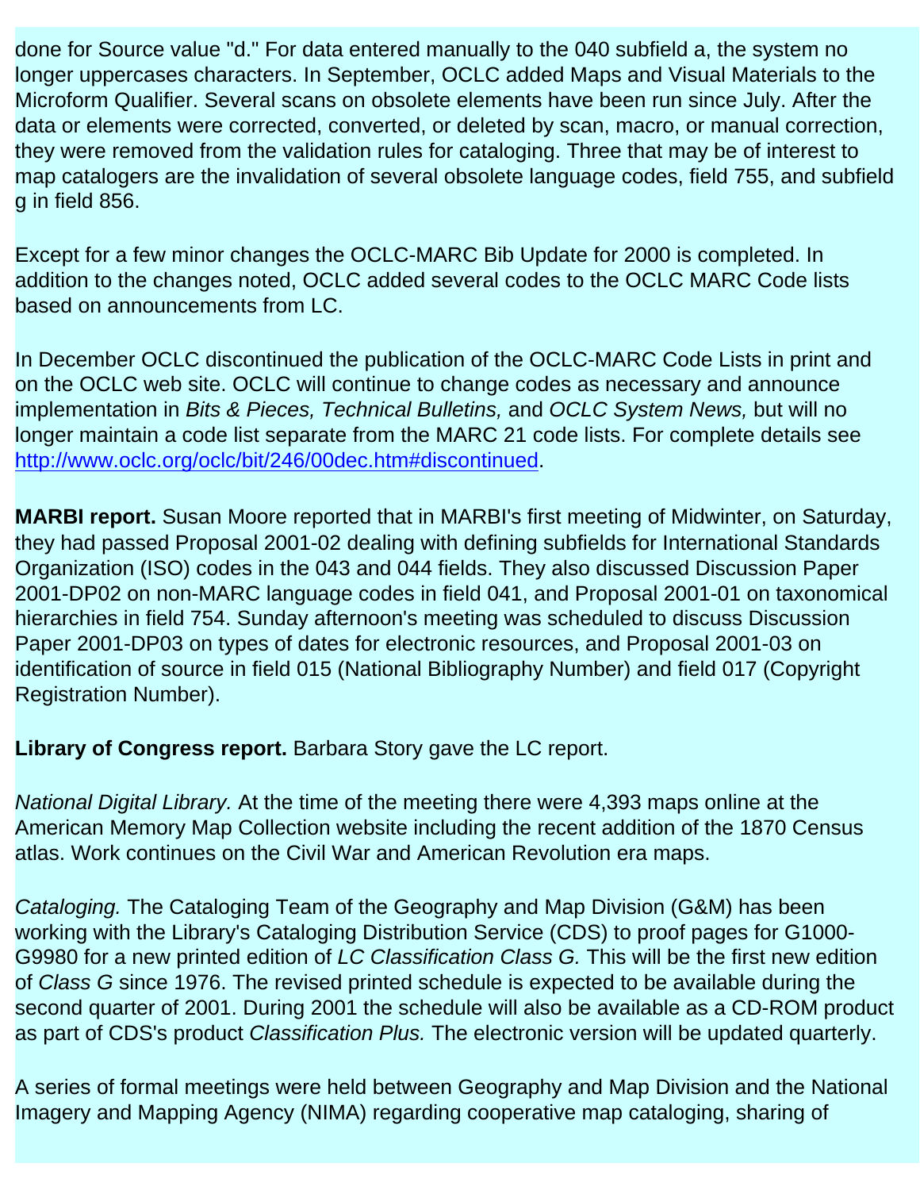done for Source value "d." For data entered manually to the 040 subfield a, the system no longer uppercases characters. In September, OCLC added Maps and Visual Materials to the Microform Qualifier. Several scans on obsolete elements have been run since July. After the data or elements were corrected, converted, or deleted by scan, macro, or manual correction, they were removed from the validation rules for cataloging. Three that may be of interest to map catalogers are the invalidation of several obsolete language codes, field 755, and subfield g in field 856.

Except for a few minor changes the OCLC-MARC Bib Update for 2000 is completed. In addition to the changes noted, OCLC added several codes to the OCLC MARC Code lists based on announcements from LC.

In December OCLC discontinued the publication of the OCLC-MARC Code Lists in print and on the OCLC web site. OCLC will continue to change codes as necessary and announce implementation in *Bits & Pieces, Technical Bulletins,* and *OCLC System News,* but will no longer maintain a code list separate from the MARC 21 code lists. For complete details see [http://www.oclc.org/oclc/bit/246/00dec.htm#discontinued](http://www.oclc.org/oclc/bit/246/00dec.htm#discontinued).

**MARBI report.** Susan Moore reported that in MARBI's first meeting of Midwinter, on Saturday, they had passed Proposal 2001-02 dealing with defining subfields for International Standards Organization (ISO) codes in the 043 and 044 fields. They also discussed Discussion Paper 2001-DP02 on non-MARC language codes in field 041, and Proposal 2001-01 on taxonomical hierarchies in field 754. Sunday afternoon's meeting was scheduled to discuss Discussion Paper 2001-DP03 on types of dates for electronic resources, and Proposal 2001-03 on identification of source in field 015 (National Bibliography Number) and field 017 (Copyright Registration Number).

**Library of Congress report.** Barbara Story gave the LC report.

*National Digital Library.* At the time of the meeting there were 4,393 maps online at the American Memory Map Collection website including the recent addition of the 1870 Census atlas. Work continues on the Civil War and American Revolution era maps.

*Cataloging.* The Cataloging Team of the Geography and Map Division (G&M) has been working with the Library's Cataloging Distribution Service (CDS) to proof pages for G1000-G9980 for a new printed edition of *LC Classification Class G.* This will be the first new edition of *Class G* since 1976. The revised printed schedule is expected to be available during the second quarter of 2001. During 2001 the schedule will also be available as a CD-ROM product as part of CDS's product *Classification Plus.* The electronic version will be updated quarterly.

A series of formal meetings were held between Geography and Map Division and the National Imagery and Mapping Agency (NIMA) regarding cooperative map cataloging, sharing of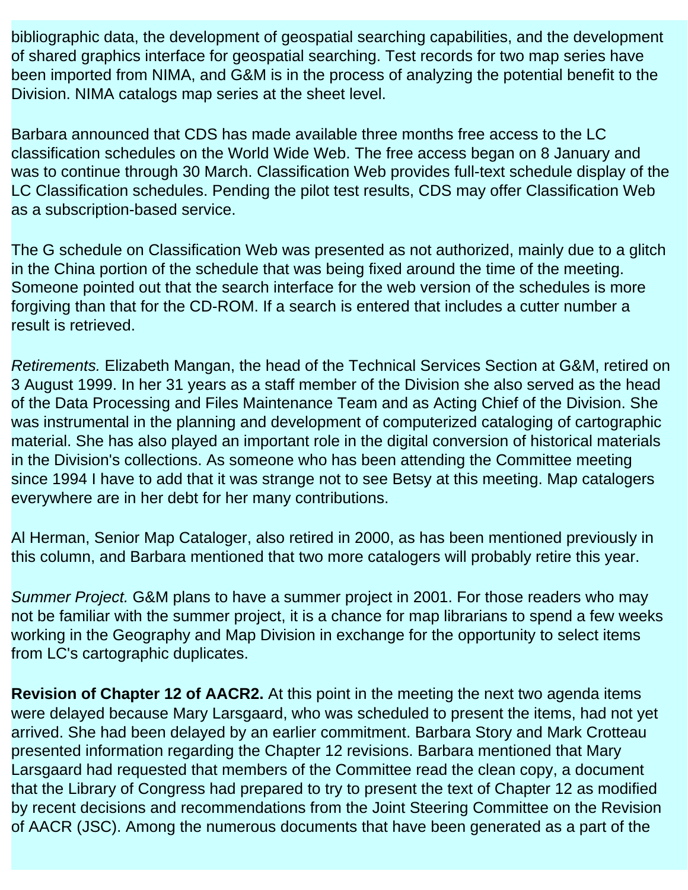bibliographic data, the development of geospatial searching capabilities, and the development of shared graphics interface for geospatial searching. Test records for two map series have been imported from NIMA, and G&M is in the process of analyzing the potential benefit to the Division. NIMA catalogs map series at the sheet level.

Barbara announced that CDS has made available three months free access to the LC classification schedules on the World Wide Web. The free access began on 8 January and was to continue through 30 March. Classification Web provides full-text schedule display of the LC Classification schedules. Pending the pilot test results, CDS may offer Classification Web as a subscription-based service.

The G schedule on Classification Web was presented as not authorized, mainly due to a glitch in the China portion of the schedule that was being fixed around the time of the meeting. Someone pointed out that the search interface for the web version of the schedules is more forgiving than that for the CD-ROM. If a search is entered that includes a cutter number a result is retrieved.

*Retirements.* Elizabeth Mangan, the head of the Technical Services Section at G&M, retired on 3 August 1999. In her 31 years as a staff member of the Division she also served as the head of the Data Processing and Files Maintenance Team and as Acting Chief of the Division. She was instrumental in the planning and development of computerized cataloging of cartographic material. She has also played an important role in the digital conversion of historical materials in the Division's collections. As someone who has been attending the Committee meeting since 1994 I have to add that it was strange not to see Betsy at this meeting. Map catalogers everywhere are in her debt for her many contributions.

Al Herman, Senior Map Cataloger, also retired in 2000, as has been mentioned previously in this column, and Barbara mentioned that two more catalogers will probably retire this year.

*Summer Project.* G&M plans to have a summer project in 2001. For those readers who may not be familiar with the summer project, it is a chance for map librarians to spend a few weeks working in the Geography and Map Division in exchange for the opportunity to select items from LC's cartographic duplicates.

**Revision of Chapter 12 of AACR2.** At this point in the meeting the next two agenda items were delayed because Mary Larsgaard, who was scheduled to present the items, had not yet arrived. She had been delayed by an earlier commitment. Barbara Story and Mark Crotteau presented information regarding the Chapter 12 revisions. Barbara mentioned that Mary Larsgaard had requested that members of the Committee read the clean copy, a document that the Library of Congress had prepared to try to present the text of Chapter 12 as modified by recent decisions and recommendations from the Joint Steering Committee on the Revision of AACR (JSC). Among the numerous documents that have been generated as a part of the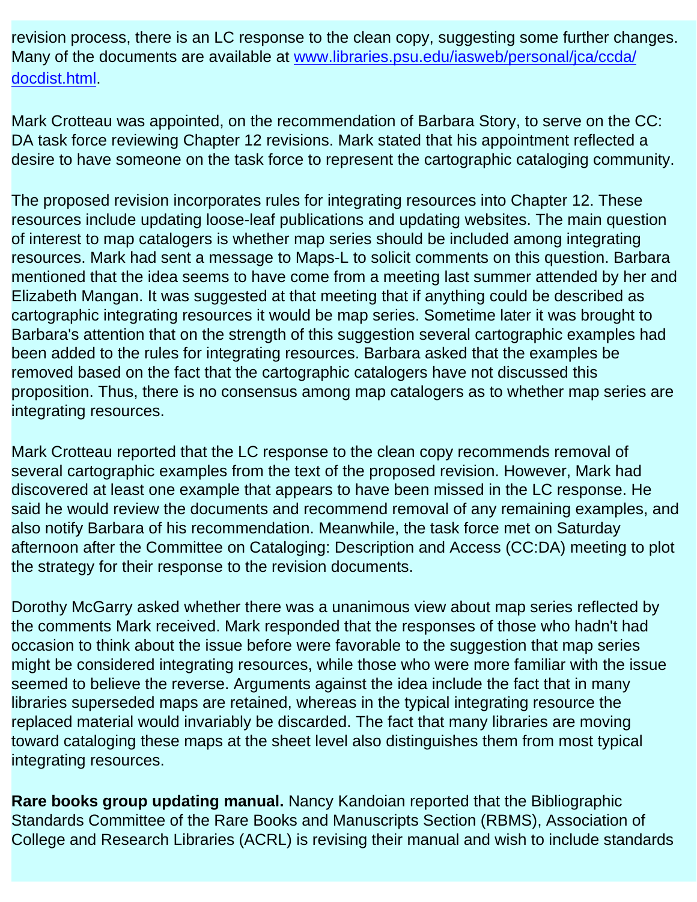revision process, there is an LC response to the clean copy, suggesting some further changes. Many of the documents are available at [www.libraries.psu.edu/iasweb/personal/jca/ccda/docdist.html](www.libraries.psu.edu/iasweb/personal/jca/ccda/docdist.html).

Mark Crotteau was appointed, on the recommendation of Barbara Story, to serve on the CC: DA task force reviewing Chapter 12 revisions. Mark stated that his appointment reflected a desire to have someone on the task force to represent the cartographic cataloging community.

The proposed revision incorporates rules for integrating resources into Chapter 12. These resources include updating loose-leaf publications and updating websites. The main question of interest to map catalogers is whether map series should be included among integrating resources. Mark had sent a message to Maps-L to solicit comments on this question. Barbara mentioned that the idea seems to have come from a meeting last summer attended by her and Elizabeth Mangan. It was suggested at that meeting that if anything could be described as cartographic integrating resources it would be map series. Sometime later it was brought to Barbara's attention that on the strength of this suggestion several cartographic examples had been added to the rules for integrating resources. Barbara asked that the examples be removed based on the fact that the cartographic catalogers have not discussed this proposition. Thus, there is no consensus among map catalogers as to whether map series are integrating resources.

Mark Crotteau reported that the LC response to the clean copy recommends removal of several cartographic examples from the text of the proposed revision. However, Mark had discovered at least one example that appears to have been missed in the LC response. He said he would review the documents and recommend removal of any remaining examples, and also notify Barbara of his recommendation. Meanwhile, the task force met on Saturday afternoon after the Committee on Cataloging: Description and Access (CC:DA) meeting to plot the strategy for their response to the revision documents.

Dorothy McGarry asked whether there was a unanimous view about map series reflected by the comments Mark received. Mark responded that the responses of those who hadn't had occasion to think about the issue before were favorable to the suggestion that map series might be considered integrating resources, while those who were more familiar with the issue seemed to believe the reverse. Arguments against the idea include the fact that in many libraries superseded maps are retained, whereas in the typical integrating resource the replaced material would invariably be discarded. The fact that many libraries are moving toward cataloging these maps at the sheet level also distinguishes them from most typical integrating resources.

**Rare books group updating manual.** Nancy Kandoian reported that the Bibliographic Standards Committee of the Rare Books and Manuscripts Section (RBMS), Association of College and Research Libraries (ACRL) is revising their manual and wish to include standards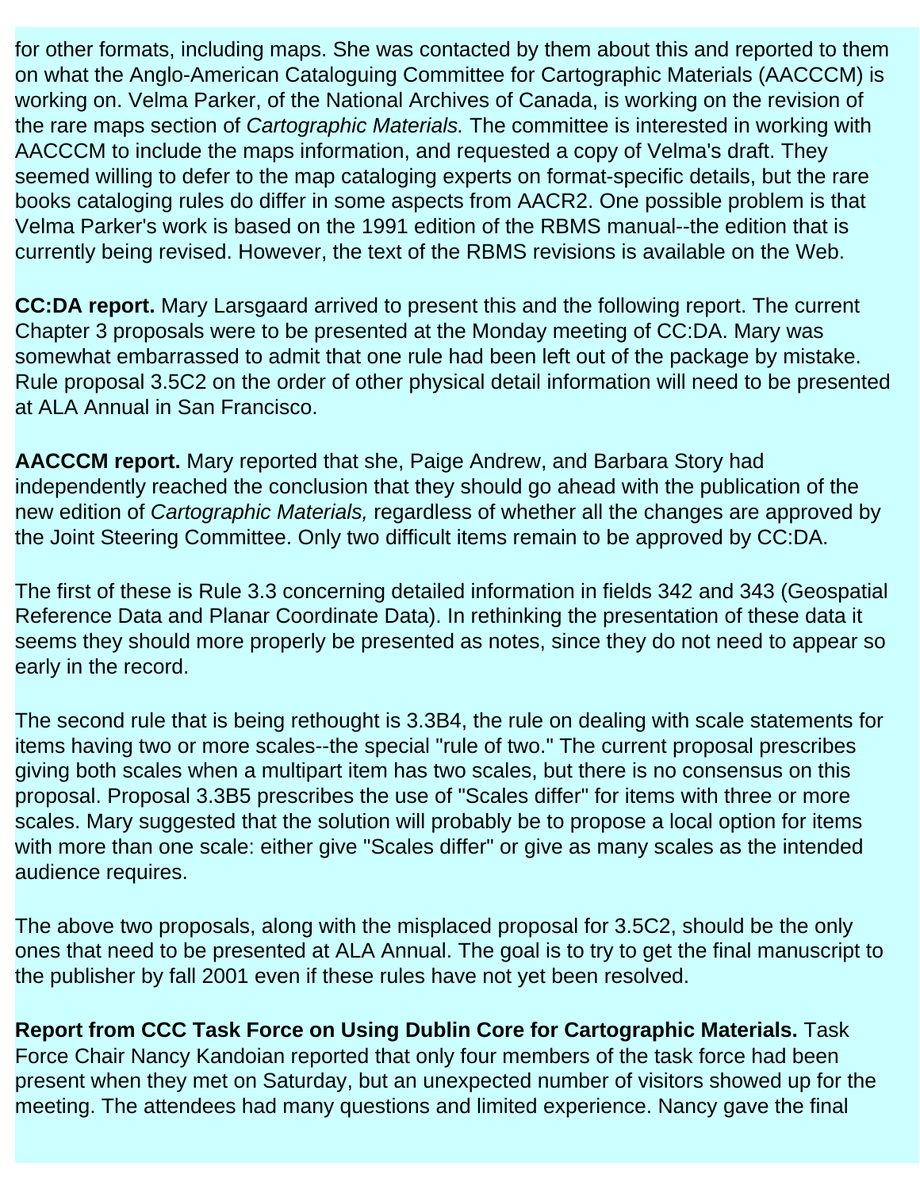for other formats, including maps. She was contacted by them about this and reported to them on what the Anglo-American Cataloguing Committee for Cartographic Materials (AACCCM) is working on. Velma Parker, of the National Archives of Canada, is working on the revision of the rare maps section of *Cartographic Materials.* The committee is interested in working with AACCCM to include the maps information, and requested a copy of Velma's draft. They seemed willing to defer to the map cataloging experts on format-specific details, but the rare books cataloging rules do differ in some aspects from AACR2. One possible problem is that Velma Parker's work is based on the 1991 edition of the RBMS manual--the edition that is currently being revised. However, the text of the RBMS revisions is available on the Web.

**CC:DA report.** Mary Larsgaard arrived to present this and the following report. The current Chapter 3 proposals were to be presented at the Monday meeting of CC:DA. Mary was somewhat embarrassed to admit that one rule had been left out of the package by mistake. Rule proposal 3.5C2 on the order of other physical detail information will need to be presented at ALA Annual in San Francisco.

**AACCCM report.** Mary reported that she, Paige Andrew, and Barbara Story had independently reached the conclusion that they should go ahead with the publication of the new edition of *Cartographic Materials,* regardless of whether all the changes are approved by the Joint Steering Committee. Only two difficult items remain to be approved by CC:DA.

The first of these is Rule 3.3 concerning detailed information in fields 342 and 343 (Geospatial Reference Data and Planar Coordinate Data). In rethinking the presentation of these data it seems they should more properly be presented as notes, since they do not need to appear so early in the record.

The second rule that is being rethought is 3.3B4, the rule on dealing with scale statements for items having two or more scales--the special "rule of two." The current proposal prescribes giving both scales when a multipart item has two scales, but there is no consensus on this proposal. Proposal 3.3B5 prescribes the use of "Scales differ" for items with three or more scales. Mary suggested that the solution will probably be to propose a local option for items with more than one scale: either give "Scales differ" or give as many scales as the intended audience requires.

The above two proposals, along with the misplaced proposal for 3.5C2, should be the only ones that need to be presented at ALA Annual. The goal is to try to get the final manuscript to the publisher by fall 2001 even if these rules have not yet been resolved.

**Report from CCC Task Force on Using Dublin Core for Cartographic Materials.** Task Force Chair Nancy Kandoian reported that only four members of the task force had been present when they met on Saturday, but an unexpected number of visitors showed up for the meeting. The attendees had many questions and limited experience. Nancy gave the final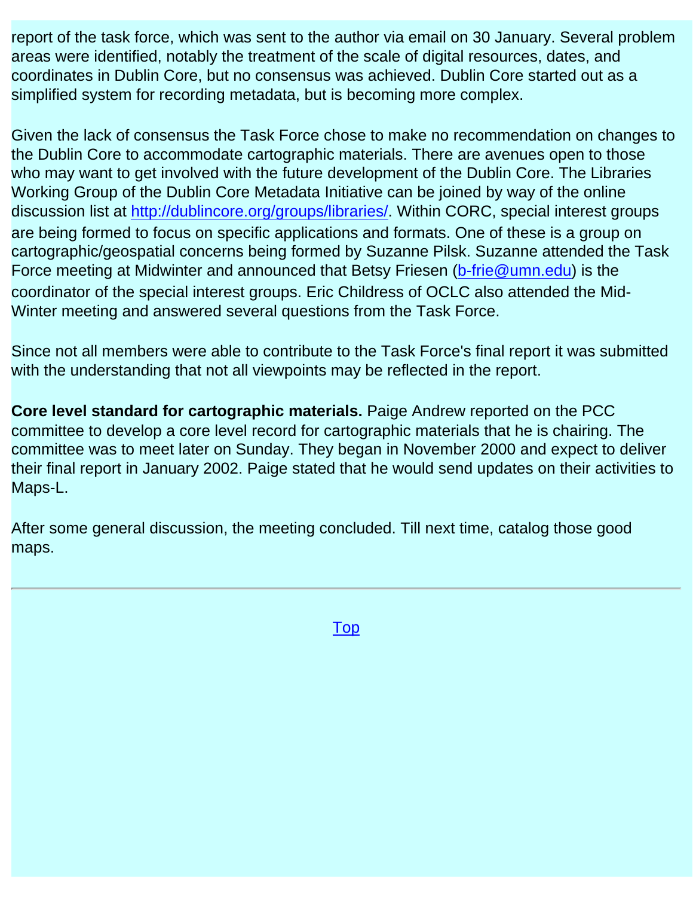report of the task force, which was sent to the author via email on 30 January. Several problem areas were identified, notably the treatment of the scale of digital resources, dates, and coordinates in Dublin Core, but no consensus was achieved. Dublin Core started out as a simplified system for recording metadata, but is becoming more complex.

Given the lack of consensus the Task Force chose to make no recommendation on changes to the Dublin Core to accommodate cartographic materials. There are avenues open to those who may want to get involved with the future development of the Dublin Core. The Libraries Working Group of the Dublin Core Metadata Initiative can be joined by way of the online discussion list at [http://dublincore.org/groups/libraries/](http://dublincore.org/groups/libraries/). Within CORC, special interest groups are being formed to focus on specific applications and formats. One of these is a group on cartographic/geospatial concerns being formed by Suzanne Pilsk. Suzanne attended the Task Force meeting at Midwinter and announced that Betsy Friesen ([b-frie@umn.edu](mailto:b-frie@umn.edu)) is the coordinator of the special interest groups. Eric Childress of OCLC also attended the Mid-Winter meeting and answered several questions from the Task Force.

Since not all members were able to contribute to the Task Force's final report it was submitted with the understanding that not all viewpoints may be reflected in the report.

**Core level standard for cartographic materials.** Paige Andrew reported on the PCC committee to develop a core level record for cartographic materials that he is chairing. The committee was to meet later on Sunday. They began in November 2000 and expect to deliver their final report in January 2002. Paige stated that he would send updates on their activities to Maps-L.

After some general discussion, the meeting concluded. Till next time, catalog those good maps.

---

Top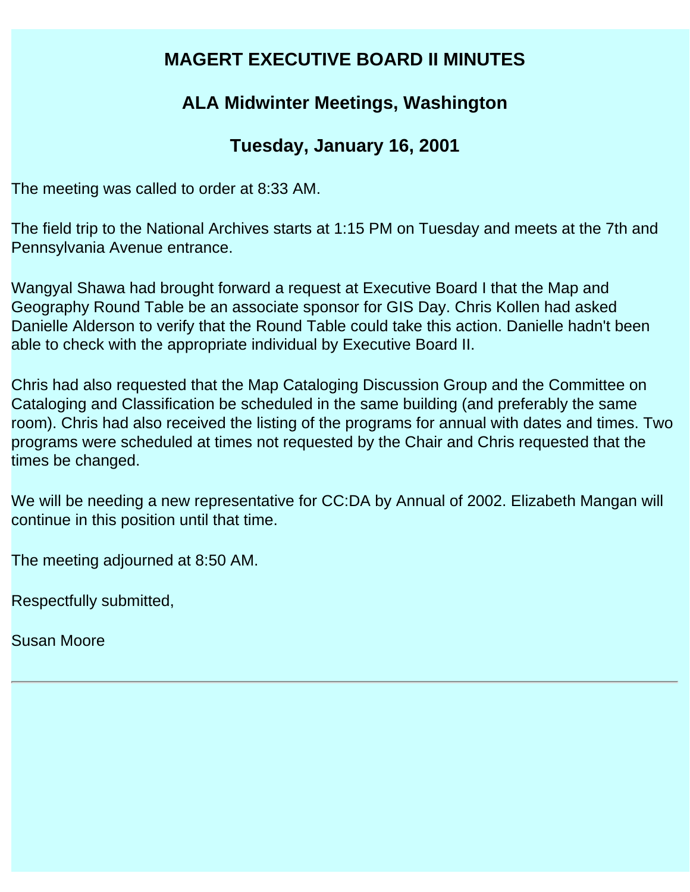# MAGERT EXECUTIVE BOARD II MINUTES

## ALA Midwinter Meetings, Washington

## Tuesday, January 16, 2001

The meeting was called to order at 8:33 AM.

The field trip to the National Archives starts at 1:15 PM on Tuesday and meets at the 7th and Pennsylvania Avenue entrance.

Wangyal Shawa had brought forward a request at Executive Board I that the Map and Geography Round Table be an associate sponsor for GIS Day. Chris Kollen had asked Danielle Alderson to verify that the Round Table could take this action. Danielle hadn't been able to check with the appropriate individual by Executive Board II.

Chris had also requested that the Map Cataloging Discussion Group and the Committee on Cataloging and Classification be scheduled in the same building (and preferably the same room). Chris had also received the listing of the programs for annual with dates and times. Two programs were scheduled at times not requested by the Chair and Chris requested that the times be changed.

We will be needing a new representative for CC:DA by Annual of 2002. Elizabeth Mangan will continue in this position until that time.

The meeting adjourned at 8:50 AM.

Respectfully submitted,

Susan Moore

---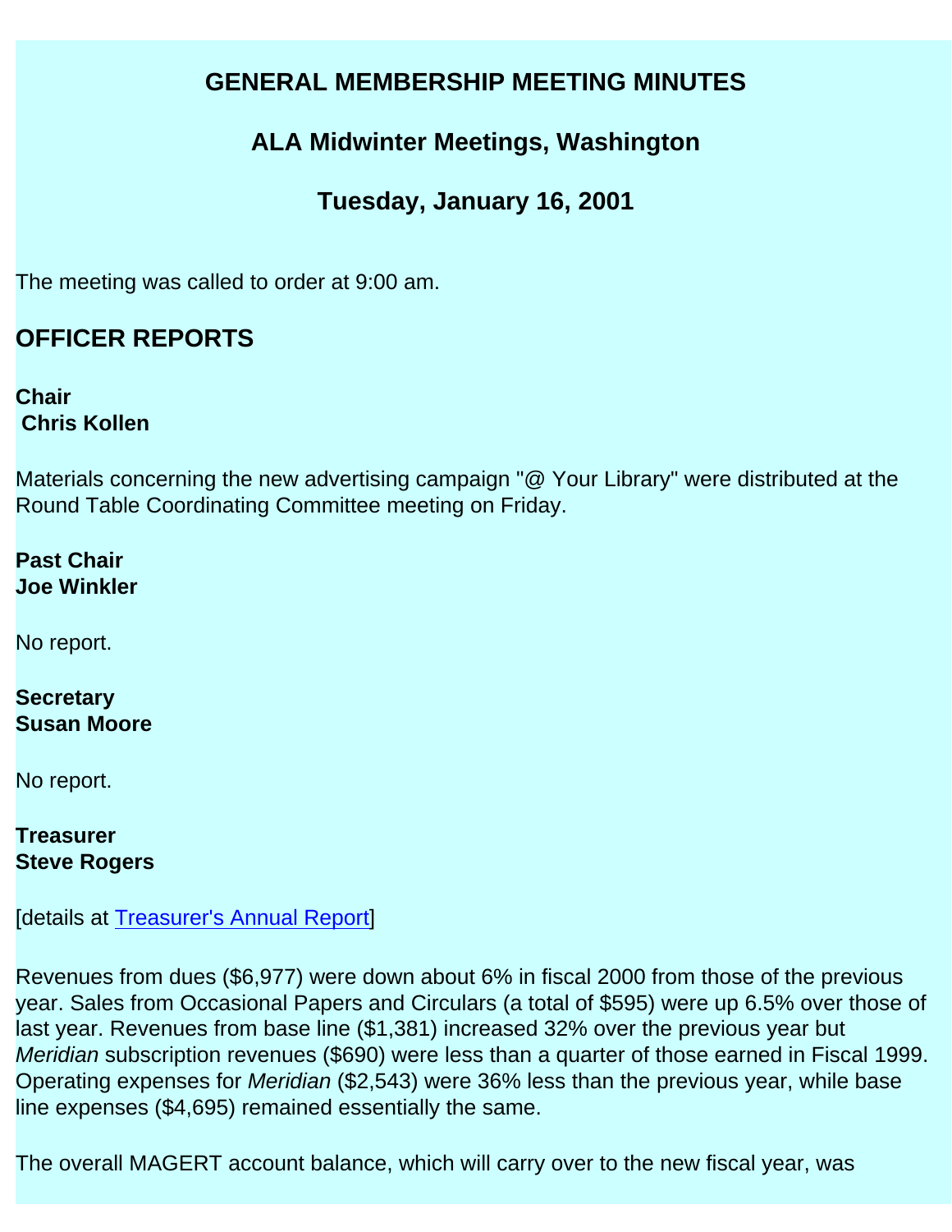# GENERAL MEMBERSHIP MEETING MINUTES

## ALA Midwinter Meetings, Washington

## Tuesday, January 16, 2001

The meeting was called to order at 9:00 am.

## OFFICER REPORTS

**Chair**
**Chris Kollen**

Materials concerning the new advertising campaign "@ Your Library" were distributed at the Round Table Coordinating Committee meeting on Friday.

**Past Chair**
**Joe Winkler**

No report.

**Secretary**
**Susan Moore**

No report.

**Treasurer**
**Steve Rogers**

[details at Treasurer's Annual Report]

Revenues from dues ($6,977) were down about 6% in fiscal 2000 from those of the previous year. Sales from Occasional Papers and Circulars (a total of $595) were up 6.5% over those of last year. Revenues from base line ($1,381) increased 32% over the previous year but *Meridian* subscription revenues ($690) were less than a quarter of those earned in Fiscal 1999. Operating expenses for *Meridian* ($2,543) were 36% less than the previous year, while base line expenses ($4,695) remained essentially the same.

The overall MAGERT account balance, which will carry over to the new fiscal year, was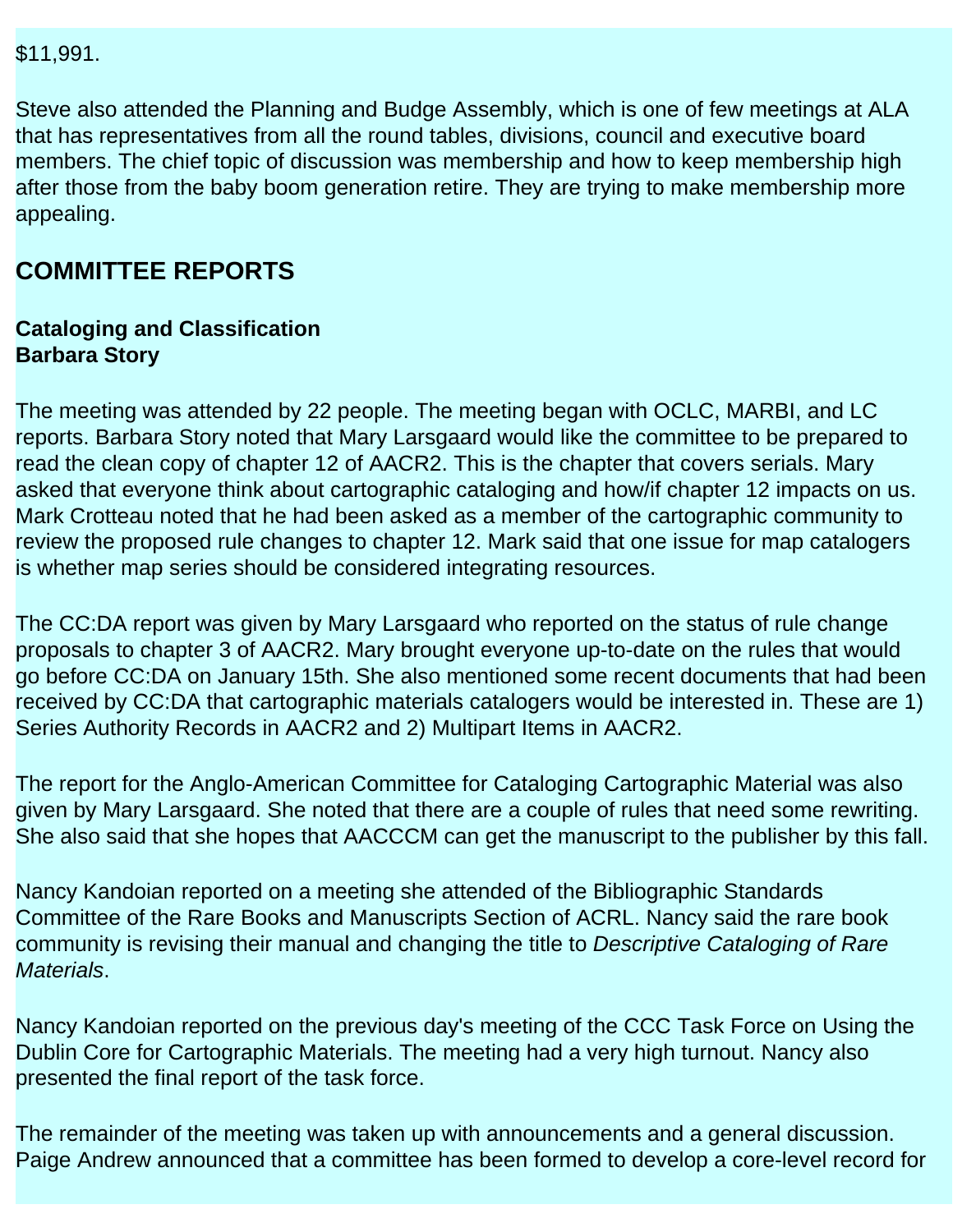$11,991.

Steve also attended the Planning and Budge Assembly, which is one of few meetings at ALA that has representatives from all the round tables, divisions, council and executive board members. The chief topic of discussion was membership and how to keep membership high after those from the baby boom generation retire. They are trying to make membership more appealing.

## COMMITTEE REPORTS

**Cataloging and Classification**
**Barbara Story**

The meeting was attended by 22 people. The meeting began with OCLC, MARBI, and LC reports. Barbara Story noted that Mary Larsgaard would like the committee to be prepared to read the clean copy of chapter 12 of AACR2. This is the chapter that covers serials. Mary asked that everyone think about cartographic cataloging and how/if chapter 12 impacts on us. Mark Crotteau noted that he had been asked as a member of the cartographic community to review the proposed rule changes to chapter 12. Mark said that one issue for map catalogers is whether map series should be considered integrating resources.

The CC:DA report was given by Mary Larsgaard who reported on the status of rule change proposals to chapter 3 of AACR2. Mary brought everyone up-to-date on the rules that would go before CC:DA on January 15th. She also mentioned some recent documents that had been received by CC:DA that cartographic materials catalogers would be interested in. These are 1) Series Authority Records in AACR2 and 2) Multipart Items in AACR2.

The report for the Anglo-American Committee for Cataloging Cartographic Material was also given by Mary Larsgaard. She noted that there are a couple of rules that need some rewriting. She also said that she hopes that AACCCM can get the manuscript to the publisher by this fall.

Nancy Kandoian reported on a meeting she attended of the Bibliographic Standards Committee of the Rare Books and Manuscripts Section of ACRL. Nancy said the rare book community is revising their manual and changing the title to *Descriptive Cataloging of Rare Materials*.

Nancy Kandoian reported on the previous day's meeting of the CCC Task Force on Using the Dublin Core for Cartographic Materials. The meeting had a very high turnout. Nancy also presented the final report of the task force.

The remainder of the meeting was taken up with announcements and a general discussion. Paige Andrew announced that a committee has been formed to develop a core-level record for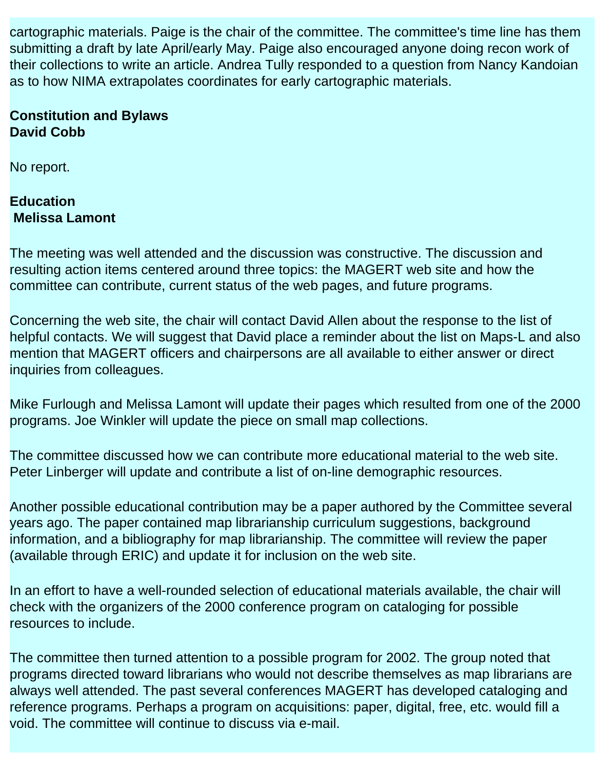cartographic materials. Paige is the chair of the committee. The committee's time line has them submitting a draft by late April/early May. Paige also encouraged anyone doing recon work of their collections to write an article. Andrea Tully responded to a question from Nancy Kandoian as to how NIMA extrapolates coordinates for early cartographic materials.

**Constitution and Bylaws**
**David Cobb**

No report.

**Education**
**Melissa Lamont**

The meeting was well attended and the discussion was constructive. The discussion and resulting action items centered around three topics: the MAGERT web site and how the committee can contribute, current status of the web pages, and future programs.

Concerning the web site, the chair will contact David Allen about the response to the list of helpful contacts. We will suggest that David place a reminder about the list on Maps-L and also mention that MAGERT officers and chairpersons are all available to either answer or direct inquiries from colleagues.

Mike Furlough and Melissa Lamont will update their pages which resulted from one of the 2000 programs. Joe Winkler will update the piece on small map collections.

The committee discussed how we can contribute more educational material to the web site. Peter Linberger will update and contribute a list of on-line demographic resources.

Another possible educational contribution may be a paper authored by the Committee several years ago. The paper contained map librarianship curriculum suggestions, background information, and a bibliography for map librarianship. The committee will review the paper (available through ERIC) and update it for inclusion on the web site.

In an effort to have a well-rounded selection of educational materials available, the chair will check with the organizers of the 2000 conference program on cataloging for possible resources to include.

The committee then turned attention to a possible program for 2002. The group noted that programs directed toward librarians who would not describe themselves as map librarians are always well attended. The past several conferences MAGERT has developed cataloging and reference programs. Perhaps a program on acquisitions: paper, digital, free, etc. would fill a void. The committee will continue to discuss via e-mail.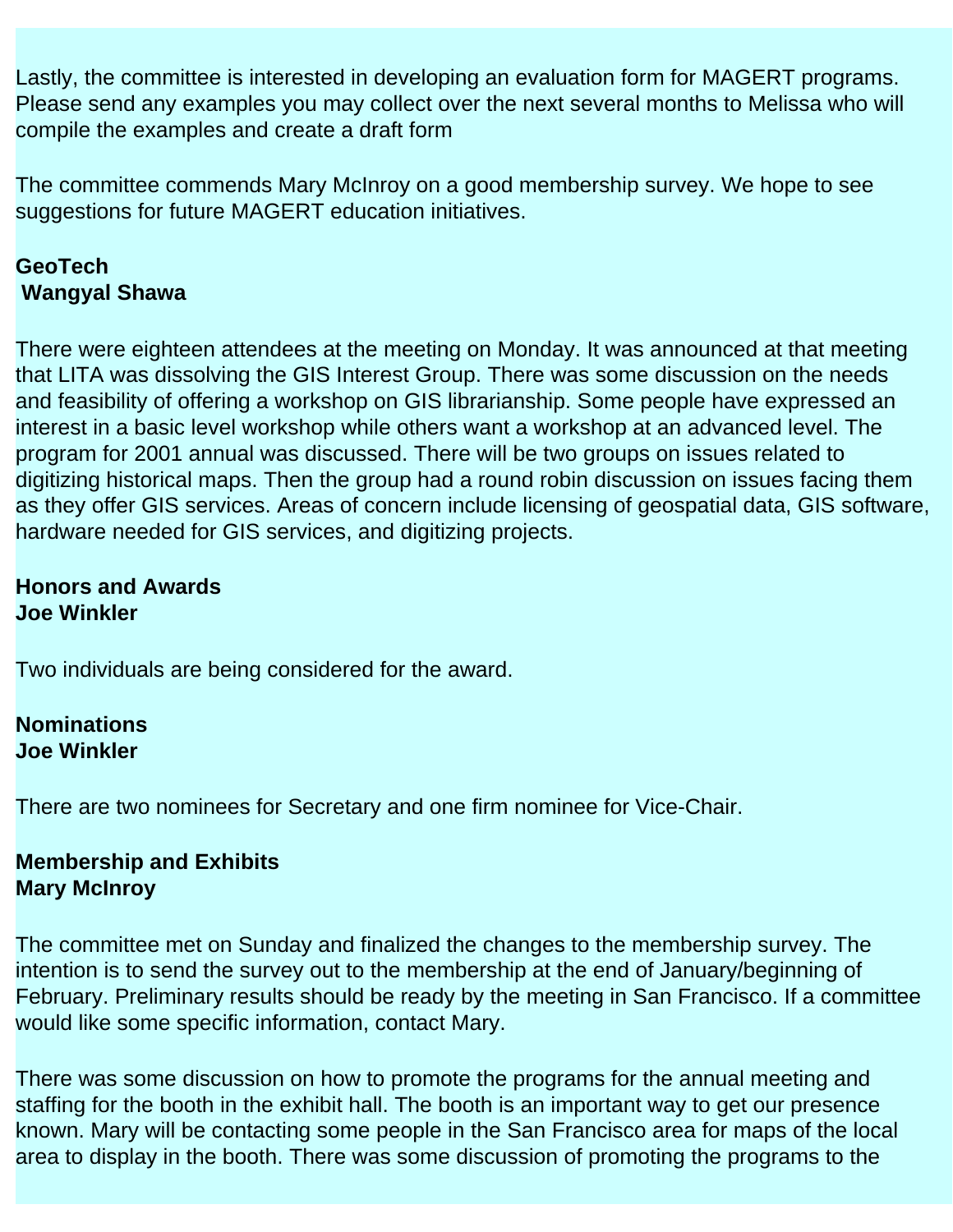Lastly, the committee is interested in developing an evaluation form for MAGERT programs. Please send any examples you may collect over the next several months to Melissa who will compile the examples and create a draft form

The committee commends Mary McInroy on a good membership survey. We hope to see suggestions for future MAGERT education initiatives.

**GeoTech**
**Wangyal Shawa**

There were eighteen attendees at the meeting on Monday. It was announced at that meeting that LITA was dissolving the GIS Interest Group. There was some discussion on the needs and feasibility of offering a workshop on GIS librarianship. Some people have expressed an interest in a basic level workshop while others want a workshop at an advanced level. The program for 2001 annual was discussed. There will be two groups on issues related to digitizing historical maps. Then the group had a round robin discussion on issues facing them as they offer GIS services. Areas of concern include licensing of geospatial data, GIS software, hardware needed for GIS services, and digitizing projects.

**Honors and Awards**
**Joe Winkler**

Two individuals are being considered for the award.

**Nominations**
**Joe Winkler**

There are two nominees for Secretary and one firm nominee for Vice-Chair.

**Membership and Exhibits**
**Mary McInroy**

The committee met on Sunday and finalized the changes to the membership survey. The intention is to send the survey out to the membership at the end of January/beginning of February. Preliminary results should be ready by the meeting in San Francisco. If a committee would like some specific information, contact Mary.

There was some discussion on how to promote the programs for the annual meeting and staffing for the booth in the exhibit hall. The booth is an important way to get our presence known. Mary will be contacting some people in the San Francisco area for maps of the local area to display in the booth. There was some discussion of promoting the programs to the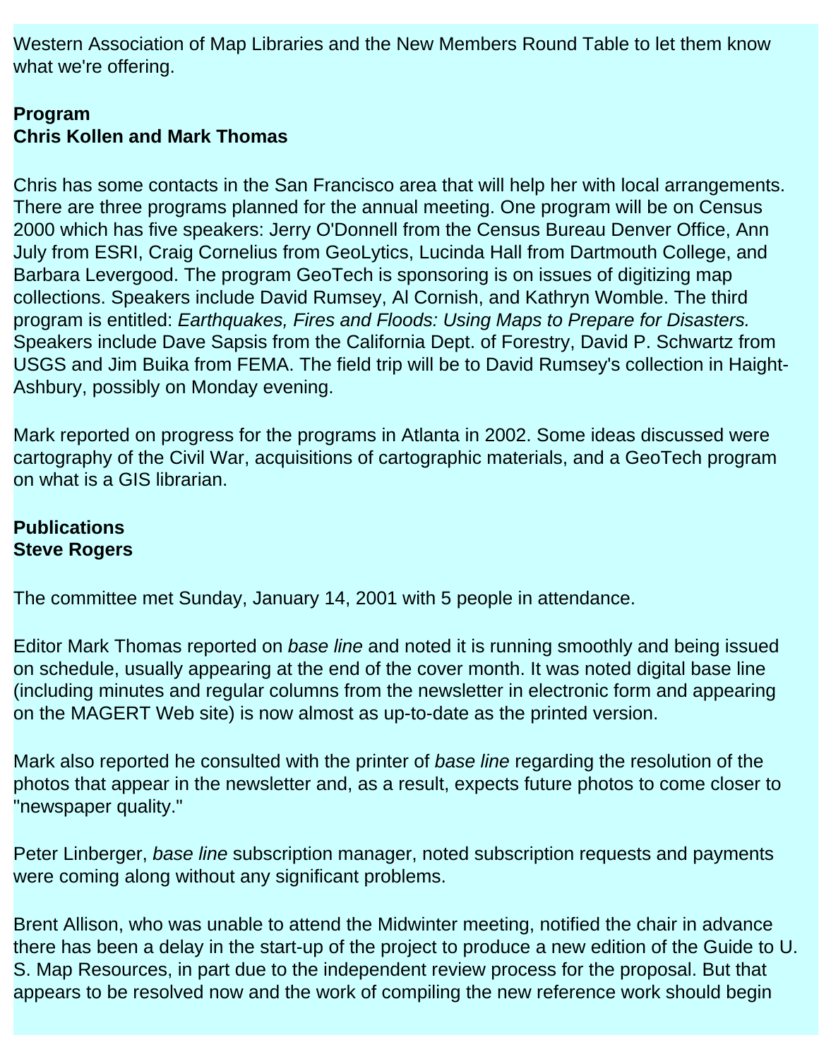Western Association of Map Libraries and the New Members Round Table to let them know what we're offering.

**Program**
**Chris Kollen and Mark Thomas**

Chris has some contacts in the San Francisco area that will help her with local arrangements. There are three programs planned for the annual meeting. One program will be on Census 2000 which has five speakers: Jerry O'Donnell from the Census Bureau Denver Office, Ann July from ESRI, Craig Cornelius from GeoLytics, Lucinda Hall from Dartmouth College, and Barbara Levergood. The program GeoTech is sponsoring is on issues of digitizing map collections. Speakers include David Rumsey, Al Cornish, and Kathryn Womble. The third program is entitled: *Earthquakes, Fires and Floods: Using Maps to Prepare for Disasters.* Speakers include Dave Sapsis from the California Dept. of Forestry, David P. Schwartz from USGS and Jim Buika from FEMA. The field trip will be to David Rumsey's collection in Haight-Ashbury, possibly on Monday evening.

Mark reported on progress for the programs in Atlanta in 2002. Some ideas discussed were cartography of the Civil War, acquisitions of cartographic materials, and a GeoTech program on what is a GIS librarian.

**Publications**
**Steve Rogers**

The committee met Sunday, January 14, 2001 with 5 people in attendance.

Editor Mark Thomas reported on *base line* and noted it is running smoothly and being issued on schedule, usually appearing at the end of the cover month. It was noted digital base line (including minutes and regular columns from the newsletter in electronic form and appearing on the MAGERT Web site) is now almost as up-to-date as the printed version.

Mark also reported he consulted with the printer of *base line* regarding the resolution of the photos that appear in the newsletter and, as a result, expects future photos to come closer to "newspaper quality."

Peter Linberger, *base line* subscription manager, noted subscription requests and payments were coming along without any significant problems.

Brent Allison, who was unable to attend the Midwinter meeting, notified the chair in advance there has been a delay in the start-up of the project to produce a new edition of the Guide to U. S. Map Resources, in part due to the independent review process for the proposal. But that appears to be resolved now and the work of compiling the new reference work should begin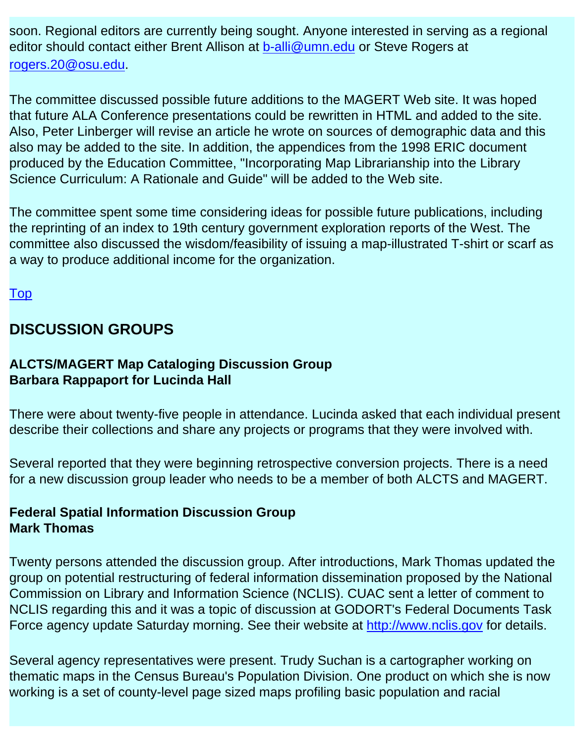soon. Regional editors are currently being sought. Anyone interested in serving as a regional editor should contact either Brent Allison at b-alli@umn.edu or Steve Rogers at rogers.20@osu.edu.

The committee discussed possible future additions to the MAGERT Web site. It was hoped that future ALA Conference presentations could be rewritten in HTML and added to the site. Also, Peter Linberger will revise an article he wrote on sources of demographic data and this also may be added to the site. In addition, the appendices from the 1998 ERIC document produced by the Education Committee, "Incorporating Map Librarianship into the Library Science Curriculum: A Rationale and Guide" will be added to the Web site.

The committee spent some time considering ideas for possible future publications, including the reprinting of an index to 19th century government exploration reports of the West. The committee also discussed the wisdom/feasibility of issuing a map-illustrated T-shirt or scarf as a way to produce additional income for the organization.

Top

## DISCUSSION GROUPS

**ALCTS/MAGERT Map Cataloging Discussion Group**
**Barbara Rappaport for Lucinda Hall**

There were about twenty-five people in attendance. Lucinda asked that each individual present describe their collections and share any projects or programs that they were involved with.

Several reported that they were beginning retrospective conversion projects. There is a need for a new discussion group leader who needs to be a member of both ALCTS and MAGERT.

**Federal Spatial Information Discussion Group**
**Mark Thomas**

Twenty persons attended the discussion group. After introductions, Mark Thomas updated the group on potential restructuring of federal information dissemination proposed by the National Commission on Library and Information Science (NCLIS). CUAC sent a letter of comment to NCLIS regarding this and it was a topic of discussion at GODORT's Federal Documents Task Force agency update Saturday morning. See their website at http://www.nclis.gov for details.

Several agency representatives were present. Trudy Suchan is a cartographer working on thematic maps in the Census Bureau's Population Division. One product on which she is now working is a set of county-level page sized maps profiling basic population and racial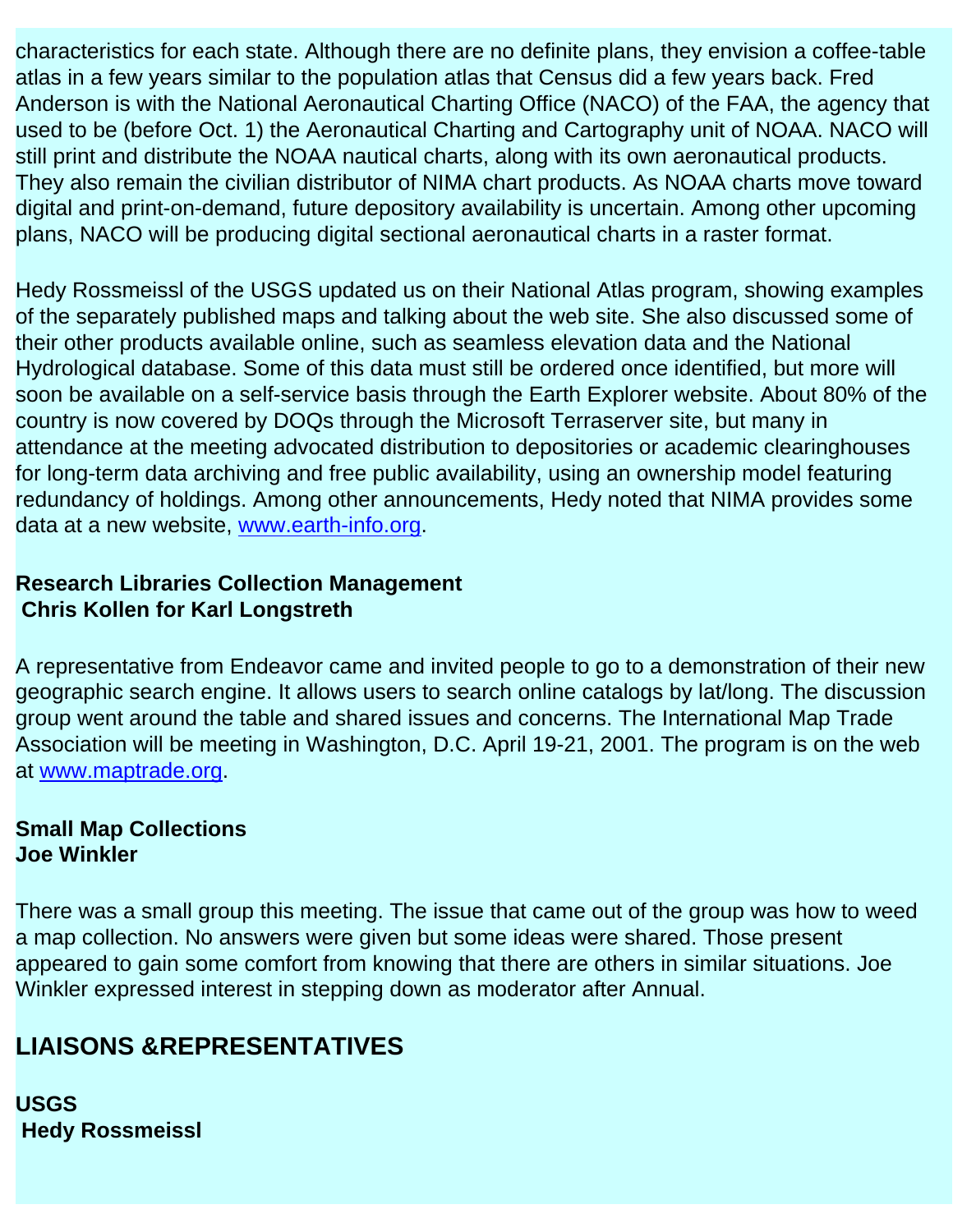characteristics for each state. Although there are no definite plans, they envision a coffee-table atlas in a few years similar to the population atlas that Census did a few years back. Fred Anderson is with the National Aeronautical Charting Office (NACO) of the FAA, the agency that used to be (before Oct. 1) the Aeronautical Charting and Cartography unit of NOAA. NACO will still print and distribute the NOAA nautical charts, along with its own aeronautical products. They also remain the civilian distributor of NIMA chart products. As NOAA charts move toward digital and print-on-demand, future depository availability is uncertain. Among other upcoming plans, NACO will be producing digital sectional aeronautical charts in a raster format.

Hedy Rossmeissl of the USGS updated us on their National Atlas program, showing examples of the separately published maps and talking about the web site. She also discussed some of their other products available online, such as seamless elevation data and the National Hydrological database. Some of this data must still be ordered once identified, but more will soon be available on a self-service basis through the Earth Explorer website. About 80% of the country is now covered by DOQs through the Microsoft Terraserver site, but many in attendance at the meeting advocated distribution to depositories or academic clearinghouses for long-term data archiving and free public availability, using an ownership model featuring redundancy of holdings. Among other announcements, Hedy noted that NIMA provides some data at a new website, [www.earth-info.org](http://www.earth-info.org).

**Research Libraries Collection Management**
**Chris Kollen for Karl Longstreth**

A representative from Endeavor came and invited people to go to a demonstration of their new geographic search engine. It allows users to search online catalogs by lat/long. The discussion group went around the table and shared issues and concerns. The International Map Trade Association will be meeting in Washington, D.C. April 19-21, 2001. The program is on the web at [www.maptrade.org](http://www.maptrade.org).

**Small Map Collections**
**Joe Winkler**

There was a small group this meeting. The issue that came out of the group was how to weed a map collection. No answers were given but some ideas were shared. Those present appeared to gain some comfort from knowing that there are others in similar situations. Joe Winkler expressed interest in stepping down as moderator after Annual.

## LIAISONS &REPRESENTATIVES

**USGS**
**Hedy Rossmeissl**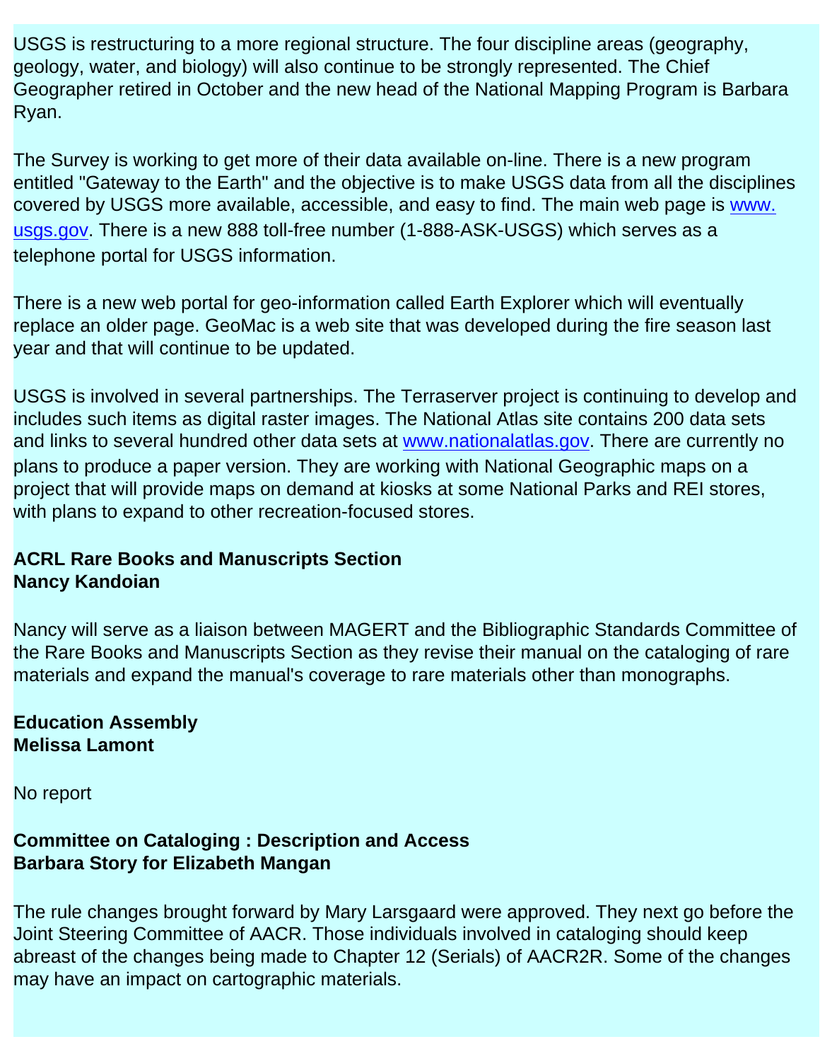USGS is restructuring to a more regional structure. The four discipline areas (geography, geology, water, and biology) will also continue to be strongly represented. The Chief Geographer retired in October and the new head of the National Mapping Program is Barbara Ryan.

The Survey is working to get more of their data available on-line. There is a new program entitled "Gateway to the Earth" and the objective is to make USGS data from all the disciplines covered by USGS more available, accessible, and easy to find. The main web page is www.usgs.gov. There is a new 888 toll-free number (1-888-ASK-USGS) which serves as a telephone portal for USGS information.

There is a new web portal for geo-information called Earth Explorer which will eventually replace an older page. GeoMac is a web site that was developed during the fire season last year and that will continue to be updated.

USGS is involved in several partnerships. The Terraserver project is continuing to develop and includes such items as digital raster images. The National Atlas site contains 200 data sets and links to several hundred other data sets at www.nationalatlas.gov. There are currently no plans to produce a paper version. They are working with National Geographic maps on a project that will provide maps on demand at kiosks at some National Parks and REI stores, with plans to expand to other recreation-focused stores.

**ACRL Rare Books and Manuscripts Section**
**Nancy Kandoian**

Nancy will serve as a liaison between MAGERT and the Bibliographic Standards Committee of the Rare Books and Manuscripts Section as they revise their manual on the cataloging of rare materials and expand the manual's coverage to rare materials other than monographs.

**Education Assembly**
**Melissa Lamont**

No report

**Committee on Cataloging : Description and Access**
**Barbara Story for Elizabeth Mangan**

The rule changes brought forward by Mary Larsgaard were approved. They next go before the Joint Steering Committee of AACR. Those individuals involved in cataloging should keep abreast of the changes being made to Chapter 12 (Serials) of AACR2R. Some of the changes may have an impact on cartographic materials.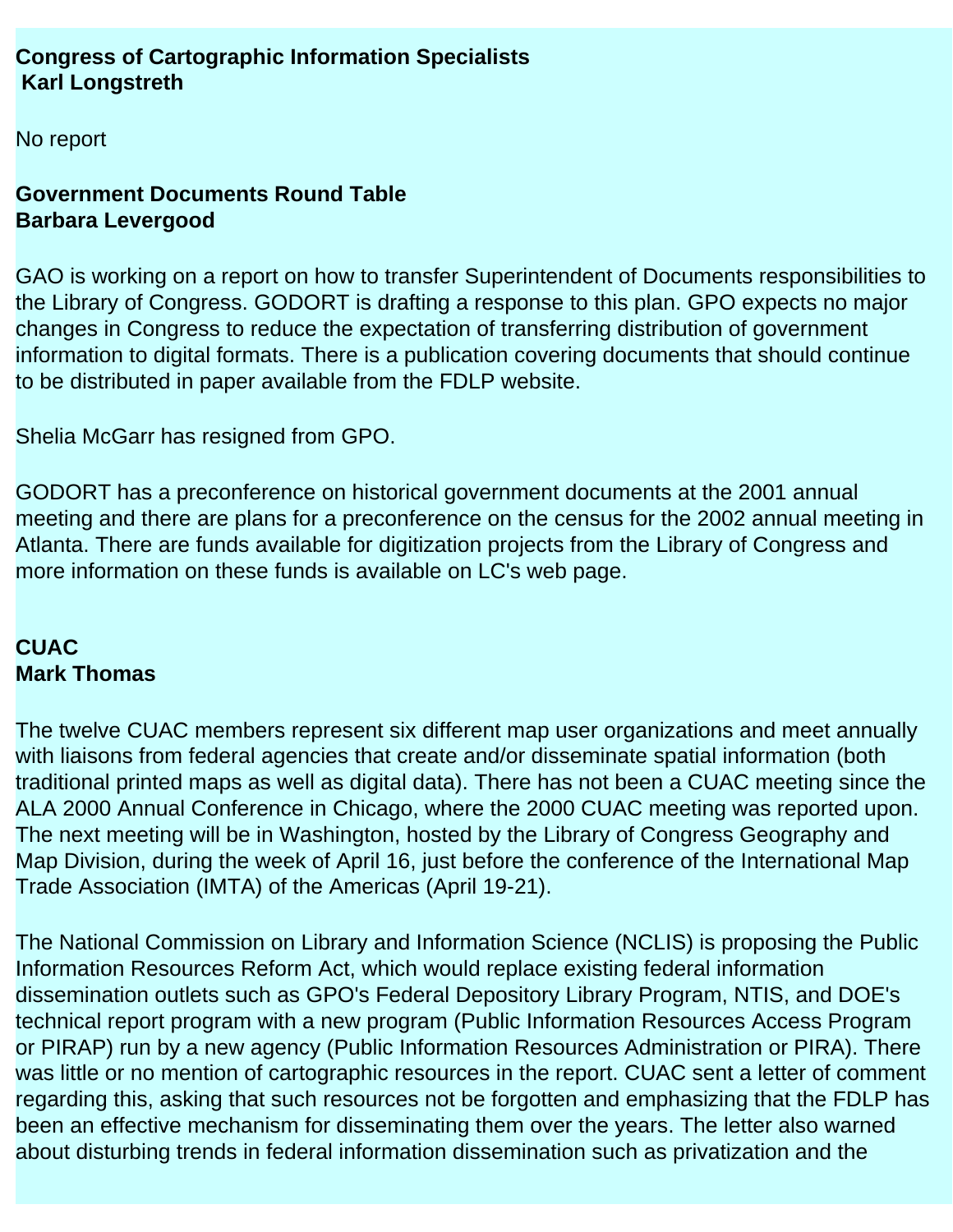**Congress of Cartographic Information Specialists**
**Karl Longstreth**

No report

**Government Documents Round Table**
**Barbara Levergood**

GAO is working on a report on how to transfer Superintendent of Documents responsibilities to the Library of Congress. GODORT is drafting a response to this plan. GPO expects no major changes in Congress to reduce the expectation of transferring distribution of government information to digital formats. There is a publication covering documents that should continue to be distributed in paper available from the FDLP website.

Shelia McGarr has resigned from GPO.

GODORT has a preconference on historical government documents at the 2001 annual meeting and there are plans for a preconference on the census for the 2002 annual meeting in Atlanta. There are funds available for digitization projects from the Library of Congress and more information on these funds is available on LC's web page.

**CUAC**
**Mark Thomas**

The twelve CUAC members represent six different map user organizations and meet annually with liaisons from federal agencies that create and/or disseminate spatial information (both traditional printed maps as well as digital data). There has not been a CUAC meeting since the ALA 2000 Annual Conference in Chicago, where the 2000 CUAC meeting was reported upon. The next meeting will be in Washington, hosted by the Library of Congress Geography and Map Division, during the week of April 16, just before the conference of the International Map Trade Association (IMTA) of the Americas (April 19-21).

The National Commission on Library and Information Science (NCLIS) is proposing the Public Information Resources Reform Act, which would replace existing federal information dissemination outlets such as GPO's Federal Depository Library Program, NTIS, and DOE's technical report program with a new program (Public Information Resources Access Program or PIRAP) run by a new agency (Public Information Resources Administration or PIRA). There was little or no mention of cartographic resources in the report. CUAC sent a letter of comment regarding this, asking that such resources not be forgotten and emphasizing that the FDLP has been an effective mechanism for disseminating them over the years. The letter also warned about disturbing trends in federal information dissemination such as privatization and the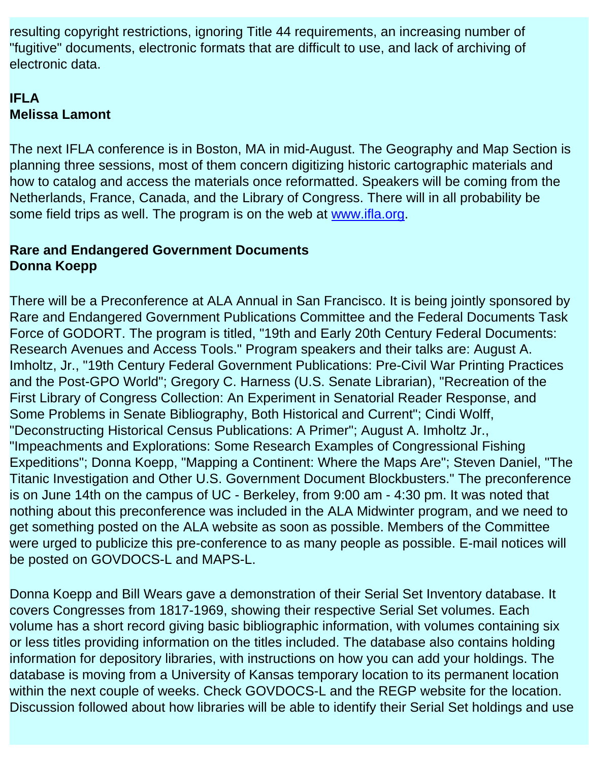resulting copyright restrictions, ignoring Title 44 requirements, an increasing number of "fugitive" documents, electronic formats that are difficult to use, and lack of archiving of electronic data.

**IFLA**
**Melissa Lamont**

The next IFLA conference is in Boston, MA in mid-August. The Geography and Map Section is planning three sessions, most of them concern digitizing historic cartographic materials and how to catalog and access the materials once reformatted. Speakers will be coming from the Netherlands, France, Canada, and the Library of Congress. There will in all probability be some field trips as well. The program is on the web at [www.ifla.org](http://www.ifla.org).

**Rare and Endangered Government Documents**
**Donna Koepp**

There will be a Preconference at ALA Annual in San Francisco. It is being jointly sponsored by Rare and Endangered Government Publications Committee and the Federal Documents Task Force of GODORT. The program is titled, "19th and Early 20th Century Federal Documents: Research Avenues and Access Tools." Program speakers and their talks are: August A. Imholtz, Jr., "19th Century Federal Government Publications: Pre-Civil War Printing Practices and the Post-GPO World"; Gregory C. Harness (U.S. Senate Librarian), "Recreation of the First Library of Congress Collection: An Experiment in Senatorial Reader Response, and Some Problems in Senate Bibliography, Both Historical and Current"; Cindi Wolff, "Deconstructing Historical Census Publications: A Primer"; August A. Imholtz Jr., "Impeachments and Explorations: Some Research Examples of Congressional Fishing Expeditions"; Donna Koepp, "Mapping a Continent: Where the Maps Are"; Steven Daniel, "The Titanic Investigation and Other U.S. Government Document Blockbusters." The preconference is on June 14th on the campus of UC - Berkeley, from 9:00 am - 4:30 pm. It was noted that nothing about this preconference was included in the ALA Midwinter program, and we need to get something posted on the ALA website as soon as possible. Members of the Committee were urged to publicize this pre-conference to as many people as possible. E-mail notices will be posted on GOVDOCS-L and MAPS-L.

Donna Koepp and Bill Wears gave a demonstration of their Serial Set Inventory database. It covers Congresses from 1817-1969, showing their respective Serial Set volumes. Each volume has a short record giving basic bibliographic information, with volumes containing six or less titles providing information on the titles included. The database also contains holding information for depository libraries, with instructions on how you can add your holdings. The database is moving from a University of Kansas temporary location to its permanent location within the next couple of weeks. Check GOVDOCS-L and the REGP website for the location. Discussion followed about how libraries will be able to identify their Serial Set holdings and use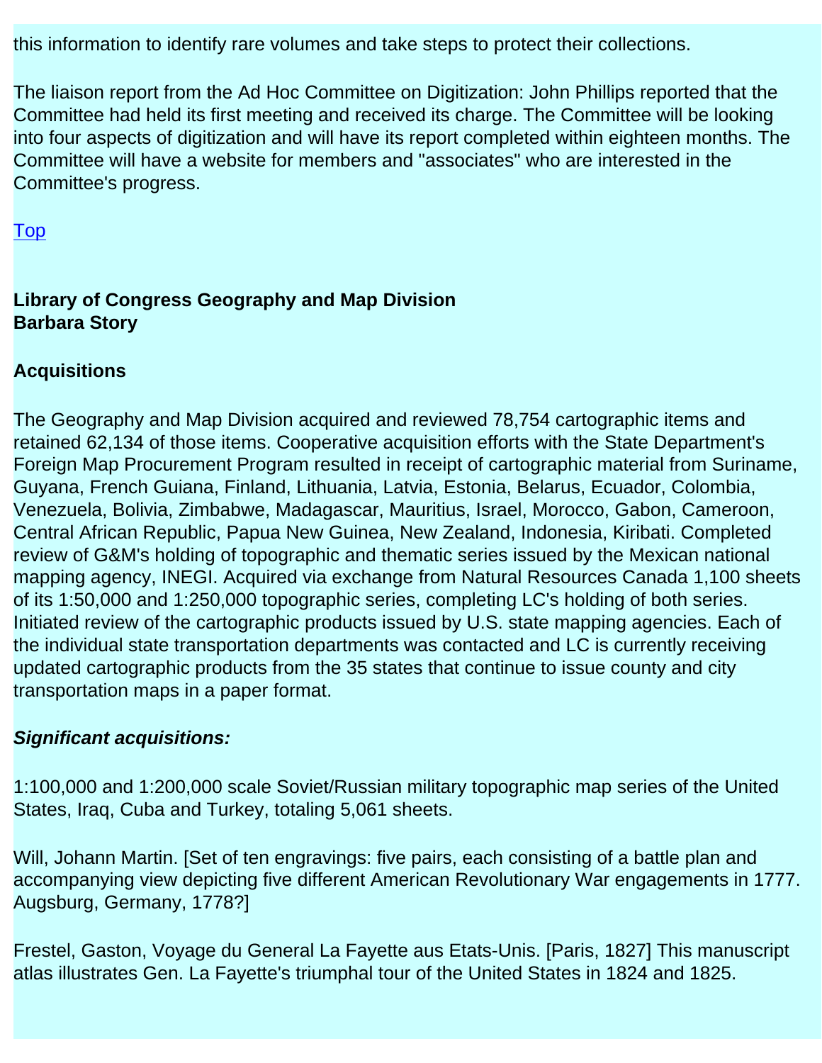this information to identify rare volumes and take steps to protect their collections.

The liaison report from the Ad Hoc Committee on Digitization: John Phillips reported that the Committee had held its first meeting and received its charge. The Committee will be looking into four aspects of digitization and will have its report completed within eighteen months. The Committee will have a website for members and "associates" who are interested in the Committee's progress.

Top

**Library of Congress Geography and Map Division**
**Barbara Story**

**Acquisitions**

The Geography and Map Division acquired and reviewed 78,754 cartographic items and retained 62,134 of those items. Cooperative acquisition efforts with the State Department's Foreign Map Procurement Program resulted in receipt of cartographic material from Suriname, Guyana, French Guiana, Finland, Lithuania, Latvia, Estonia, Belarus, Ecuador, Colombia, Venezuela, Bolivia, Zimbabwe, Madagascar, Mauritius, Israel, Morocco, Gabon, Cameroon, Central African Republic, Papua New Guinea, New Zealand, Indonesia, Kiribati. Completed review of G&M's holding of topographic and thematic series issued by the Mexican national mapping agency, INEGI. Acquired via exchange from Natural Resources Canada 1,100 sheets of its 1:50,000 and 1:250,000 topographic series, completing LC's holding of both series. Initiated review of the cartographic products issued by U.S. state mapping agencies. Each of the individual state transportation departments was contacted and LC is currently receiving updated cartographic products from the 35 states that continue to issue county and city transportation maps in a paper format.

***Significant acquisitions:***

1:100,000 and 1:200,000 scale Soviet/Russian military topographic map series of the United States, Iraq, Cuba and Turkey, totaling 5,061 sheets.

Will, Johann Martin. [Set of ten engravings: five pairs, each consisting of a battle plan and accompanying view depicting five different American Revolutionary War engagements in 1777. Augsburg, Germany, 1778?]

Frestel, Gaston, Voyage du General La Fayette aus Etats-Unis. [Paris, 1827] This manuscript atlas illustrates Gen. La Fayette's triumphal tour of the United States in 1824 and 1825.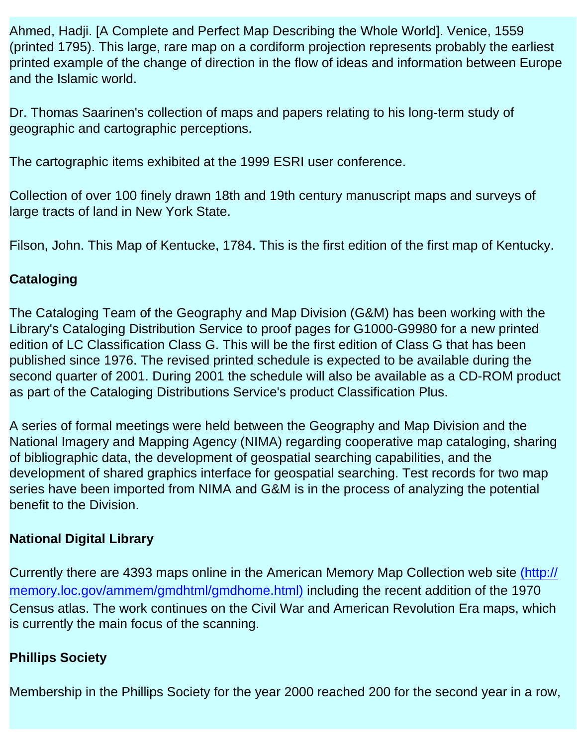Ahmed, Hadji. [A Complete and Perfect Map Describing the Whole World]. Venice, 1559 (printed 1795). This large, rare map on a cordiform projection represents probably the earliest printed example of the change of direction in the flow of ideas and information between Europe and the Islamic world.

Dr. Thomas Saarinen's collection of maps and papers relating to his long-term study of geographic and cartographic perceptions.

The cartographic items exhibited at the 1999 ESRI user conference.

Collection of over 100 finely drawn 18th and 19th century manuscript maps and surveys of large tracts of land in New York State.

Filson, John. This Map of Kentucke, 1784. This is the first edition of the first map of Kentucky.

**Cataloging**

The Cataloging Team of the Geography and Map Division (G&M) has been working with the Library's Cataloging Distribution Service to proof pages for G1000-G9980 for a new printed edition of LC Classification Class G. This will be the first edition of Class G that has been published since 1976. The revised printed schedule is expected to be available during the second quarter of 2001. During 2001 the schedule will also be available as a CD-ROM product as part of the Cataloging Distributions Service's product Classification Plus.

A series of formal meetings were held between the Geography and Map Division and the National Imagery and Mapping Agency (NIMA) regarding cooperative map cataloging, sharing of bibliographic data, the development of geospatial searching capabilities, and the development of shared graphics interface for geospatial searching. Test records for two map series have been imported from NIMA and G&M is in the process of analyzing the potential benefit to the Division.

**National Digital Library**

Currently there are 4393 maps online in the American Memory Map Collection web site [(http://memory.loc.gov/ammem/gmdhtml/gmdhome.html)](http://memory.loc.gov/ammem/gmdhtml/gmdhome.html) including the recent addition of the 1970 Census atlas. The work continues on the Civil War and American Revolution Era maps, which is currently the main focus of the scanning.

**Phillips Society**

Membership in the Phillips Society for the year 2000 reached 200 for the second year in a row,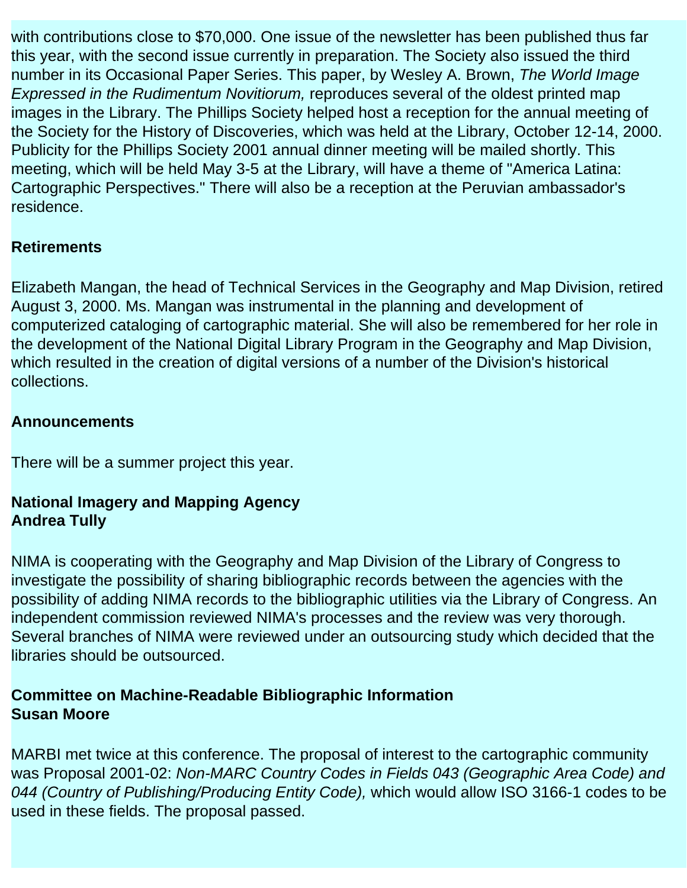with contributions close to $70,000. One issue of the newsletter has been published thus far this year, with the second issue currently in preparation. The Society also issued the third number in its Occasional Paper Series. This paper, by Wesley A. Brown, *The World Image Expressed in the Rudimentum Novitiorum,* reproduces several of the oldest printed map images in the Library. The Phillips Society helped host a reception for the annual meeting of the Society for the History of Discoveries, which was held at the Library, October 12-14, 2000. Publicity for the Phillips Society 2001 annual dinner meeting will be mailed shortly. This meeting, which will be held May 3-5 at the Library, will have a theme of "America Latina: Cartographic Perspectives." There will also be a reception at the Peruvian ambassador's residence.

**Retirements**

Elizabeth Mangan, the head of Technical Services in the Geography and Map Division, retired August 3, 2000. Ms. Mangan was instrumental in the planning and development of computerized cataloging of cartographic material. She will also be remembered for her role in the development of the National Digital Library Program in the Geography and Map Division, which resulted in the creation of digital versions of a number of the Division's historical collections.

**Announcements**

There will be a summer project this year.

**National Imagery and Mapping Agency**
**Andrea Tully**

NIMA is cooperating with the Geography and Map Division of the Library of Congress to investigate the possibility of sharing bibliographic records between the agencies with the possibility of adding NIMA records to the bibliographic utilities via the Library of Congress. An independent commission reviewed NIMA's processes and the review was very thorough. Several branches of NIMA were reviewed under an outsourcing study which decided that the libraries should be outsourced.

**Committee on Machine-Readable Bibliographic Information**
**Susan Moore**

MARBI met twice at this conference. The proposal of interest to the cartographic community was Proposal 2001-02: *Non-MARC Country Codes in Fields 043 (Geographic Area Code) and 044 (Country of Publishing/Producing Entity Code),* which would allow ISO 3166-1 codes to be used in these fields. The proposal passed.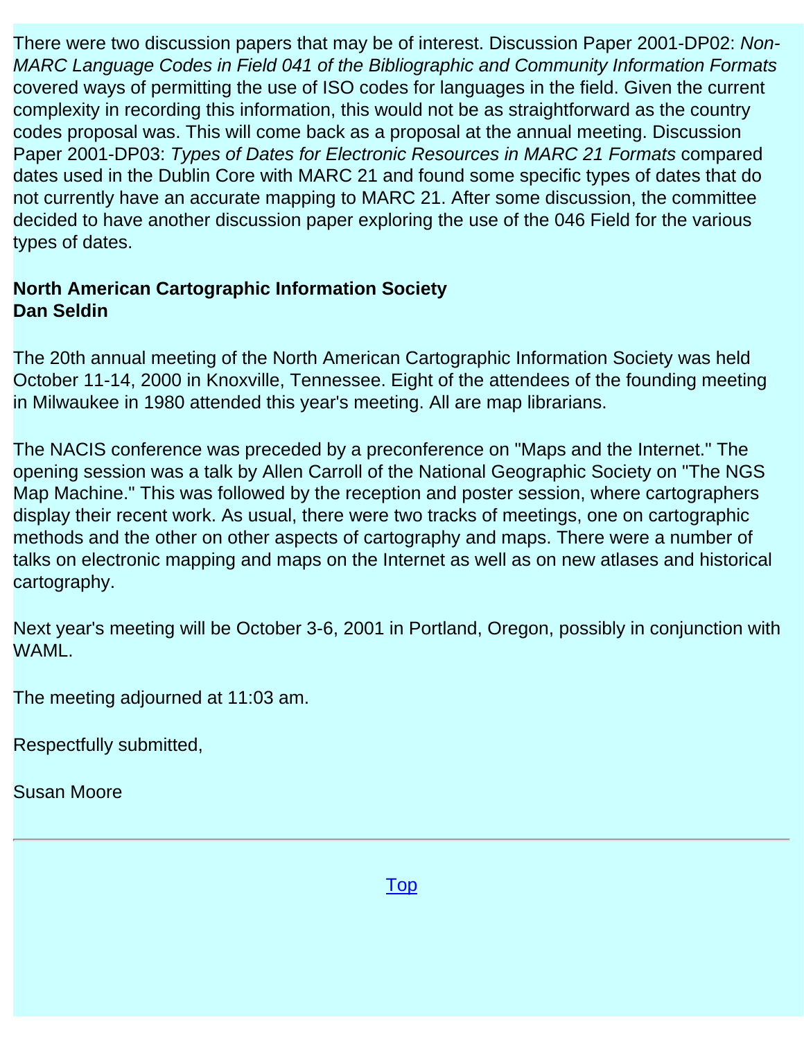There were two discussion papers that may be of interest. Discussion Paper 2001-DP02: *Non-MARC Language Codes in Field 041 of the Bibliographic and Community Information Formats* covered ways of permitting the use of ISO codes for languages in the field. Given the current complexity in recording this information, this would not be as straightforward as the country codes proposal was. This will come back as a proposal at the annual meeting. Discussion Paper 2001-DP03: *Types of Dates for Electronic Resources in MARC 21 Formats* compared dates used in the Dublin Core with MARC 21 and found some specific types of dates that do not currently have an accurate mapping to MARC 21. After some discussion, the committee decided to have another discussion paper exploring the use of the 046 Field for the various types of dates.

**North American Cartographic Information Society**
**Dan Seldin**

The 20th annual meeting of the North American Cartographic Information Society was held October 11-14, 2000 in Knoxville, Tennessee. Eight of the attendees of the founding meeting in Milwaukee in 1980 attended this year's meeting. All are map librarians.

The NACIS conference was preceded by a preconference on "Maps and the Internet." The opening session was a talk by Allen Carroll of the National Geographic Society on "The NGS Map Machine." This was followed by the reception and poster session, where cartographers display their recent work. As usual, there were two tracks of meetings, one on cartographic methods and the other on other aspects of cartography and maps. There were a number of talks on electronic mapping and maps on the Internet as well as on new atlases and historical cartography.

Next year's meeting will be October 3-6, 2001 in Portland, Oregon, possibly in conjunction with WAML.

The meeting adjourned at 11:03 am.

Respectfully submitted,

Susan Moore

---

Top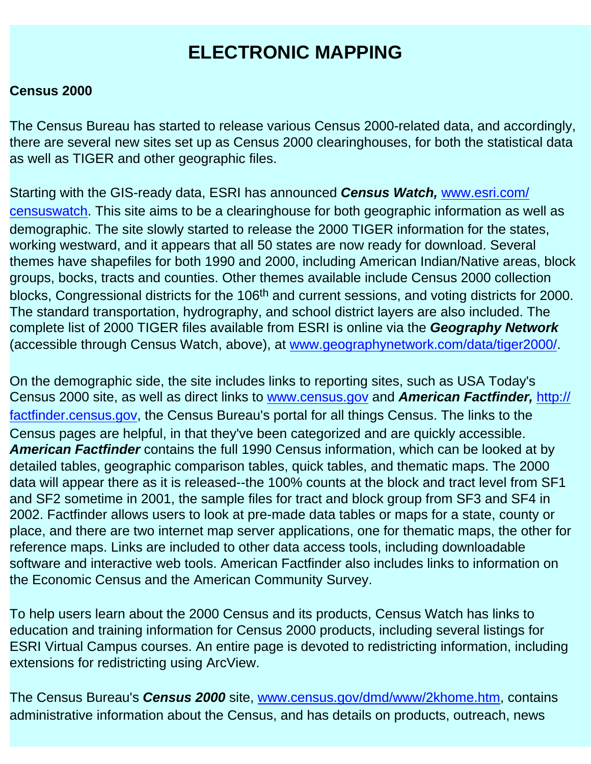# ELECTRONIC MAPPING

**Census 2000**

The Census Bureau has started to release various Census 2000-related data, and accordingly, there are several new sites set up as Census 2000 clearinghouses, for both the statistical data as well as TIGER and other geographic files.

Starting with the GIS-ready data, ESRI has announced ***Census Watch,*** [www.esri.com/censuswatch](http://www.esri.com/censuswatch). This site aims to be a clearinghouse for both geographic information as well as demographic. The site slowly started to release the 2000 TIGER information for the states, working westward, and it appears that all 50 states are now ready for download. Several themes have shapefiles for both 1990 and 2000, including American Indian/Native areas, block groups, bocks, tracts and counties. Other themes available include Census 2000 collection blocks, Congressional districts for the 106th and current sessions, and voting districts for 2000. The standard transportation, hydrography, and school district layers are also included. The complete list of 2000 TIGER files available from ESRI is online via the ***Geography Network*** (accessible through Census Watch, above), at [www.geographynetwork.com/data/tiger2000/](http://www.geographynetwork.com/data/tiger2000/).

On the demographic side, the site includes links to reporting sites, such as USA Today's Census 2000 site, as well as direct links to [www.census.gov](http://www.census.gov) and ***American Factfinder,*** [http://factfinder.census.gov](http://factfinder.census.gov), the Census Bureau's portal for all things Census. The links to the Census pages are helpful, in that they've been categorized and are quickly accessible. ***American Factfinder*** contains the full 1990 Census information, which can be looked at by detailed tables, geographic comparison tables, quick tables, and thematic maps. The 2000 data will appear there as it is released--the 100% counts at the block and tract level from SF1 and SF2 sometime in 2001, the sample files for tract and block group from SF3 and SF4 in 2002. Factfinder allows users to look at pre-made data tables or maps for a state, county or place, and there are two internet map server applications, one for thematic maps, the other for reference maps. Links are included to other data access tools, including downloadable software and interactive web tools. American Factfinder also includes links to information on the Economic Census and the American Community Survey.

To help users learn about the 2000 Census and its products, Census Watch has links to education and training information for Census 2000 products, including several listings for ESRI Virtual Campus courses. An entire page is devoted to redistricting information, including extensions for redistricting using ArcView.

The Census Bureau's ***Census 2000*** site, [www.census.gov/dmd/www/2khome.htm](http://www.census.gov/dmd/www/2khome.htm), contains administrative information about the Census, and has details on products, outreach, news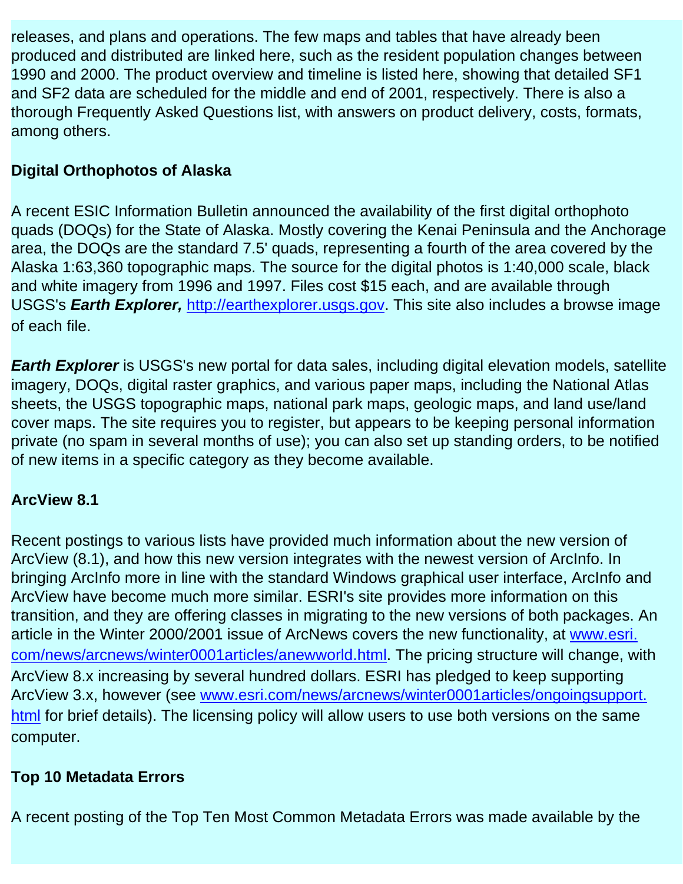releases, and plans and operations. The few maps and tables that have already been produced and distributed are linked here, such as the resident population changes between 1990 and 2000. The product overview and timeline is listed here, showing that detailed SF1 and SF2 data are scheduled for the middle and end of 2001, respectively. There is also a thorough Frequently Asked Questions list, with answers on product delivery, costs, formats, among others.

**Digital Orthophotos of Alaska**

A recent ESIC Information Bulletin announced the availability of the first digital orthophoto quads (DOQs) for the State of Alaska. Mostly covering the Kenai Peninsula and the Anchorage area, the DOQs are the standard 7.5' quads, representing a fourth of the area covered by the Alaska 1:63,360 topographic maps. The source for the digital photos is 1:40,000 scale, black and white imagery from 1996 and 1997. Files cost $15 each, and are available through USGS's ***Earth Explorer,*** http://earthexplorer.usgs.gov. This site also includes a browse image of each file.

***Earth Explorer*** is USGS's new portal for data sales, including digital elevation models, satellite imagery, DOQs, digital raster graphics, and various paper maps, including the National Atlas sheets, the USGS topographic maps, national park maps, geologic maps, and land use/land cover maps. The site requires you to register, but appears to be keeping personal information private (no spam in several months of use); you can also set up standing orders, to be notified of new items in a specific category as they become available.

**ArcView 8.1**

Recent postings to various lists have provided much information about the new version of ArcView (8.1), and how this new version integrates with the newest version of ArcInfo. In bringing ArcInfo more in line with the standard Windows graphical user interface, ArcInfo and ArcView have become much more similar. ESRI's site provides more information on this transition, and they are offering classes in migrating to the new versions of both packages. An article in the Winter 2000/2001 issue of ArcNews covers the new functionality, at www.esri.com/news/arcnews/winter0001articles/anewworld.html. The pricing structure will change, with ArcView 8.x increasing by several hundred dollars. ESRI has pledged to keep supporting ArcView 3.x, however (see www.esri.com/news/arcnews/winter0001articles/ongoingsupport.html for brief details). The licensing policy will allow users to use both versions on the same computer.

**Top 10 Metadata Errors**

A recent posting of the Top Ten Most Common Metadata Errors was made available by the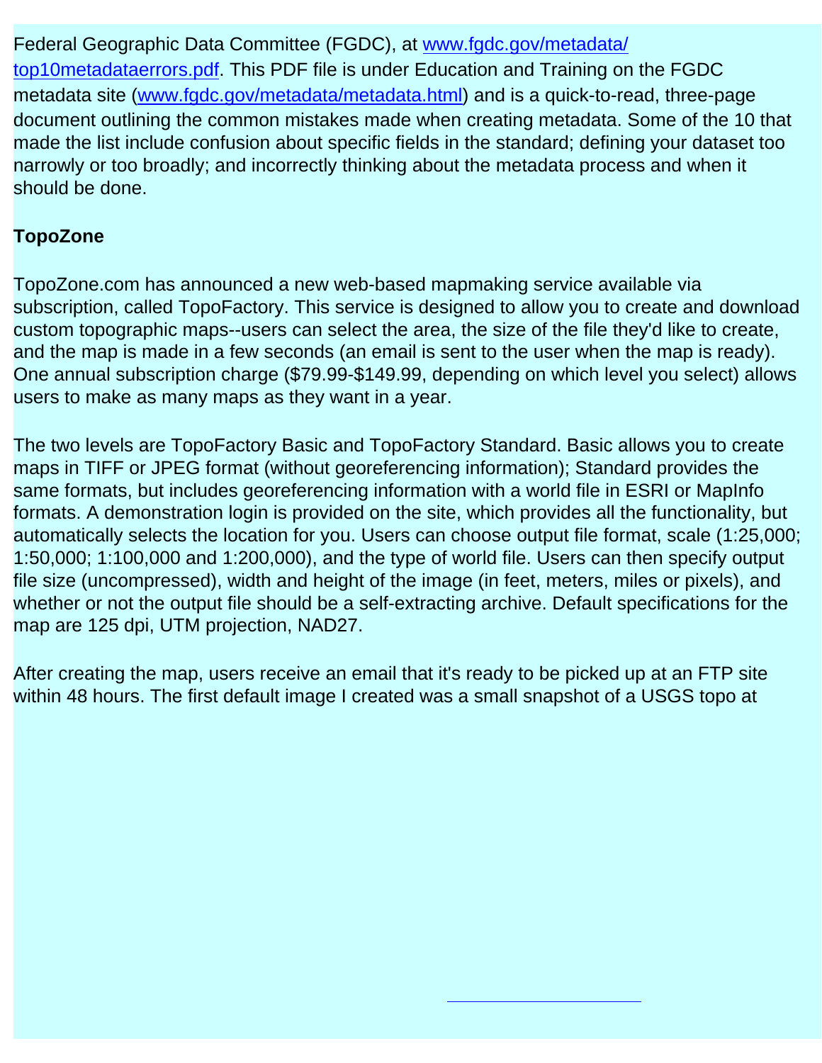Federal Geographic Data Committee (FGDC), at [www.fgdc.gov/metadata/top10metadataerrors.pdf](www.fgdc.gov/metadata/top10metadataerrors.pdf). This PDF file is under Education and Training on the FGDC metadata site ([www.fgdc.gov/metadata/metadata.html](www.fgdc.gov/metadata/metadata.html)) and is a quick-to-read, three-page document outlining the common mistakes made when creating metadata. Some of the 10 that made the list include confusion about specific fields in the standard; defining your dataset too narrowly or too broadly; and incorrectly thinking about the metadata process and when it should be done.

**TopoZone**

TopoZone.com has announced a new web-based mapmaking service available via subscription, called TopoFactory. This service is designed to allow you to create and download custom topographic maps--users can select the area, the size of the file they'd like to create, and the map is made in a few seconds (an email is sent to the user when the map is ready). One annual subscription charge ($79.99-$149.99, depending on which level you select) allows users to make as many maps as they want in a year.

The two levels are TopoFactory Basic and TopoFactory Standard. Basic allows you to create maps in TIFF or JPEG format (without georeferencing information); Standard provides the same formats, but includes georeferencing information with a world file in ESRI or MapInfo formats. A demonstration login is provided on the site, which provides all the functionality, but automatically selects the location for you. Users can choose output file format, scale (1:25,000; 1:50,000; 1:100,000 and 1:200,000), and the type of world file. Users can then specify output file size (uncompressed), width and height of the image (in feet, meters, miles or pixels), and whether or not the output file should be a self-extracting archive. Default specifications for the map are 125 dpi, UTM projection, NAD27.

After creating the map, users receive an email that it's ready to be picked up at an FTP site within 48 hours. The first default image I created was a small snapshot of a USGS topo at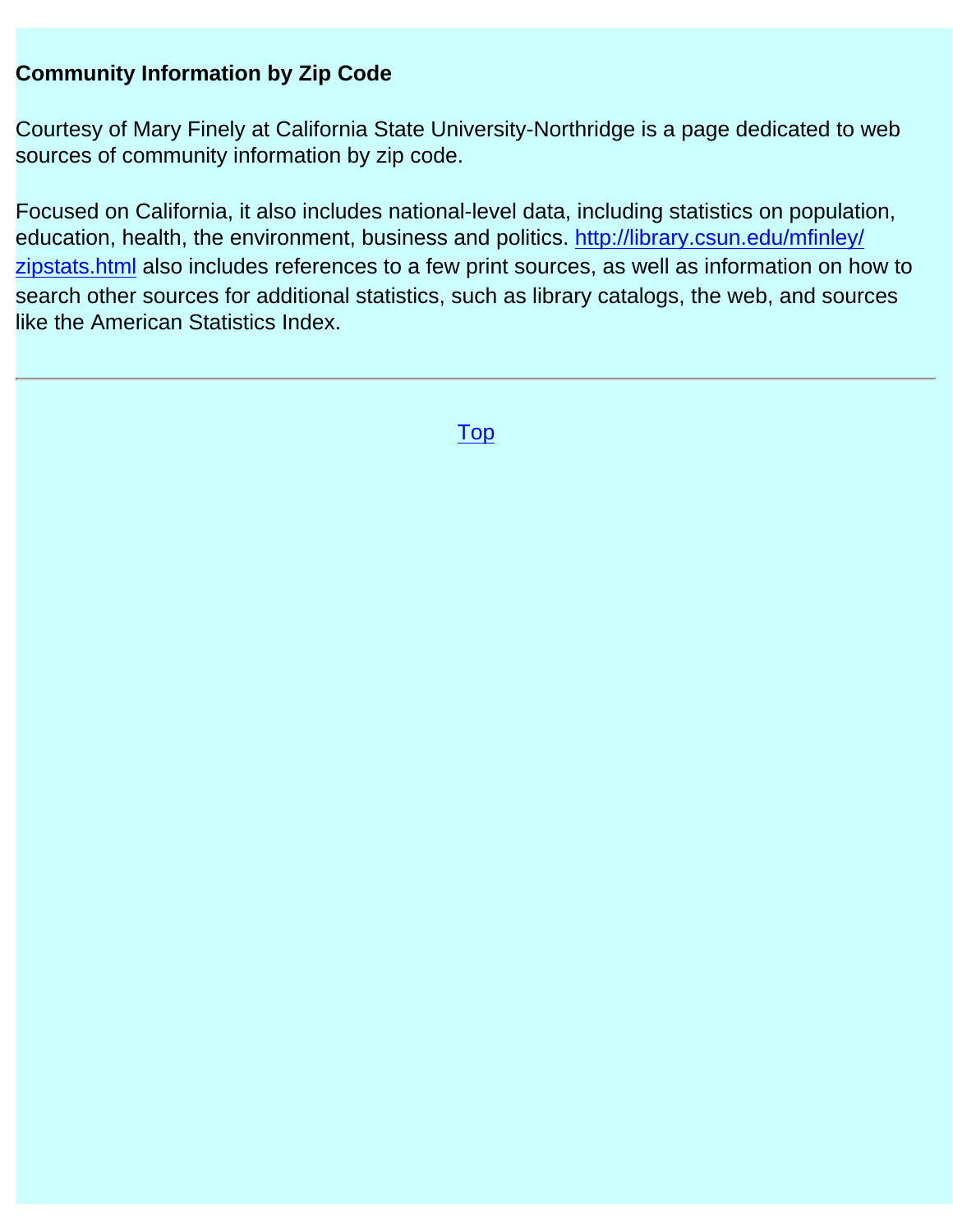**Community Information by Zip Code**

Courtesy of Mary Finely at California State University-Northridge is a page dedicated to web sources of community information by zip code.

Focused on California, it also includes national-level data, including statistics on population, education, health, the environment, business and politics. [http://library.csun.edu/mfinley/zipstats.html](http://library.csun.edu/mfinley/zipstats.html) also includes references to a few print sources, as well as information on how to search other sources for additional statistics, such as library catalogs, the web, and sources like the American Statistics Index.

---

Top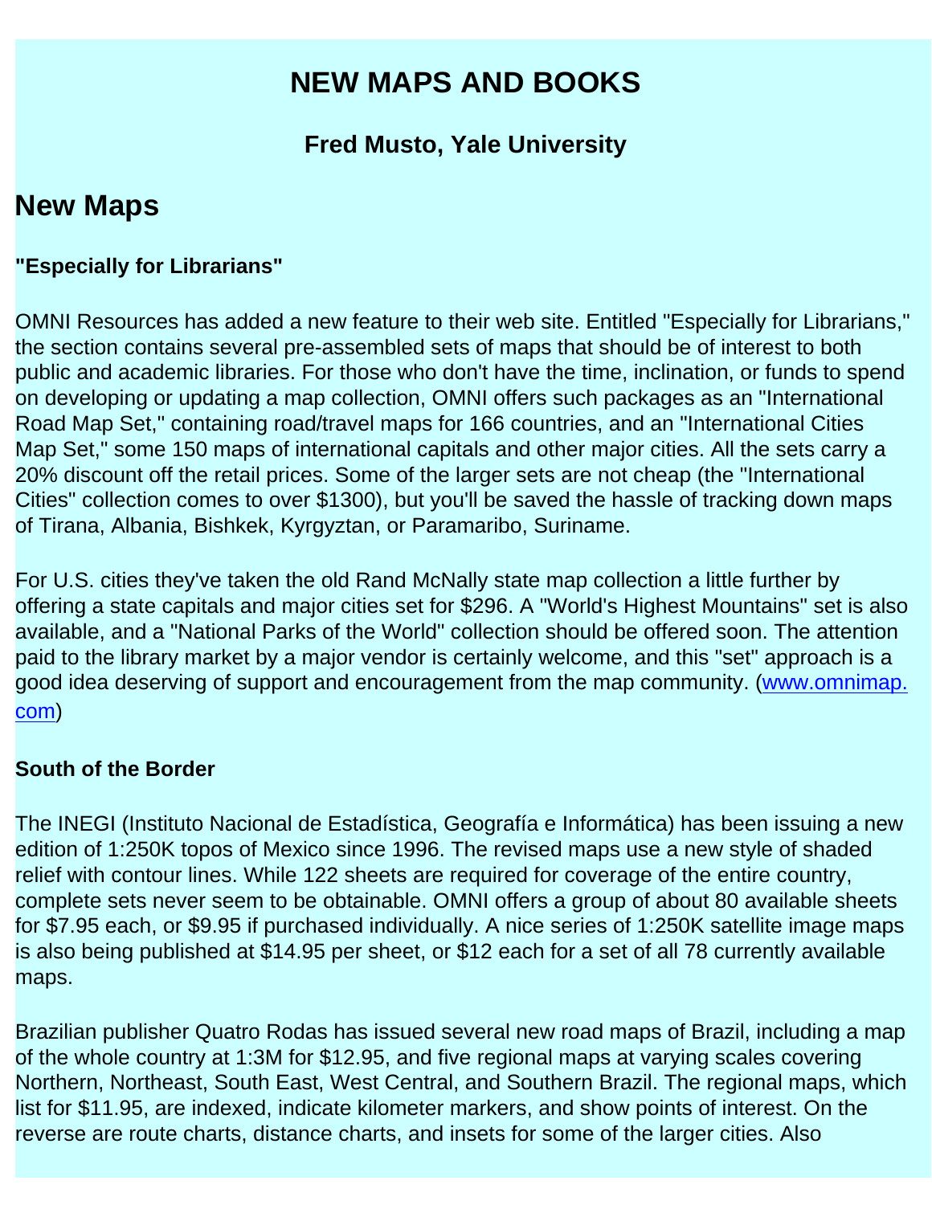# NEW MAPS AND BOOKS

### Fred Musto, Yale University

## New Maps

#### "Especially for Librarians"

OMNI Resources has added a new feature to their web site. Entitled "Especially for Librarians," the section contains several pre-assembled sets of maps that should be of interest to both public and academic libraries. For those who don't have the time, inclination, or funds to spend on developing or updating a map collection, OMNI offers such packages as an "International Road Map Set," containing road/travel maps for 166 countries, and an "International Cities Map Set," some 150 maps of international capitals and other major cities. All the sets carry a 20% discount off the retail prices. Some of the larger sets are not cheap (the "International Cities" collection comes to over $1300), but you'll be saved the hassle of tracking down maps of Tirana, Albania, Bishkek, Kyrgyztan, or Paramaribo, Suriname.

For U.S. cities they've taken the old Rand McNally state map collection a little further by offering a state capitals and major cities set for $296. A "World's Highest Mountains" set is also available, and a "National Parks of the World" collection should be offered soon. The attention paid to the library market by a major vendor is certainly welcome, and this "set" approach is a good idea deserving of support and encouragement from the map community. (www.omnimap.com)

#### South of the Border

The INEGI (Instituto Nacional de Estadística, Geografía e Informática) has been issuing a new edition of 1:250K topos of Mexico since 1996. The revised maps use a new style of shaded relief with contour lines. While 122 sheets are required for coverage of the entire country, complete sets never seem to be obtainable. OMNI offers a group of about 80 available sheets for $7.95 each, or $9.95 if purchased individually. A nice series of 1:250K satellite image maps is also being published at $14.95 per sheet, or $12 each for a set of all 78 currently available maps.

Brazilian publisher Quatro Rodas has issued several new road maps of Brazil, including a map of the whole country at 1:3M for $12.95, and five regional maps at varying scales covering Northern, Northeast, South East, West Central, and Southern Brazil. The regional maps, which list for $11.95, are indexed, indicate kilometer markers, and show points of interest. On the reverse are route charts, distance charts, and insets for some of the larger cities. Also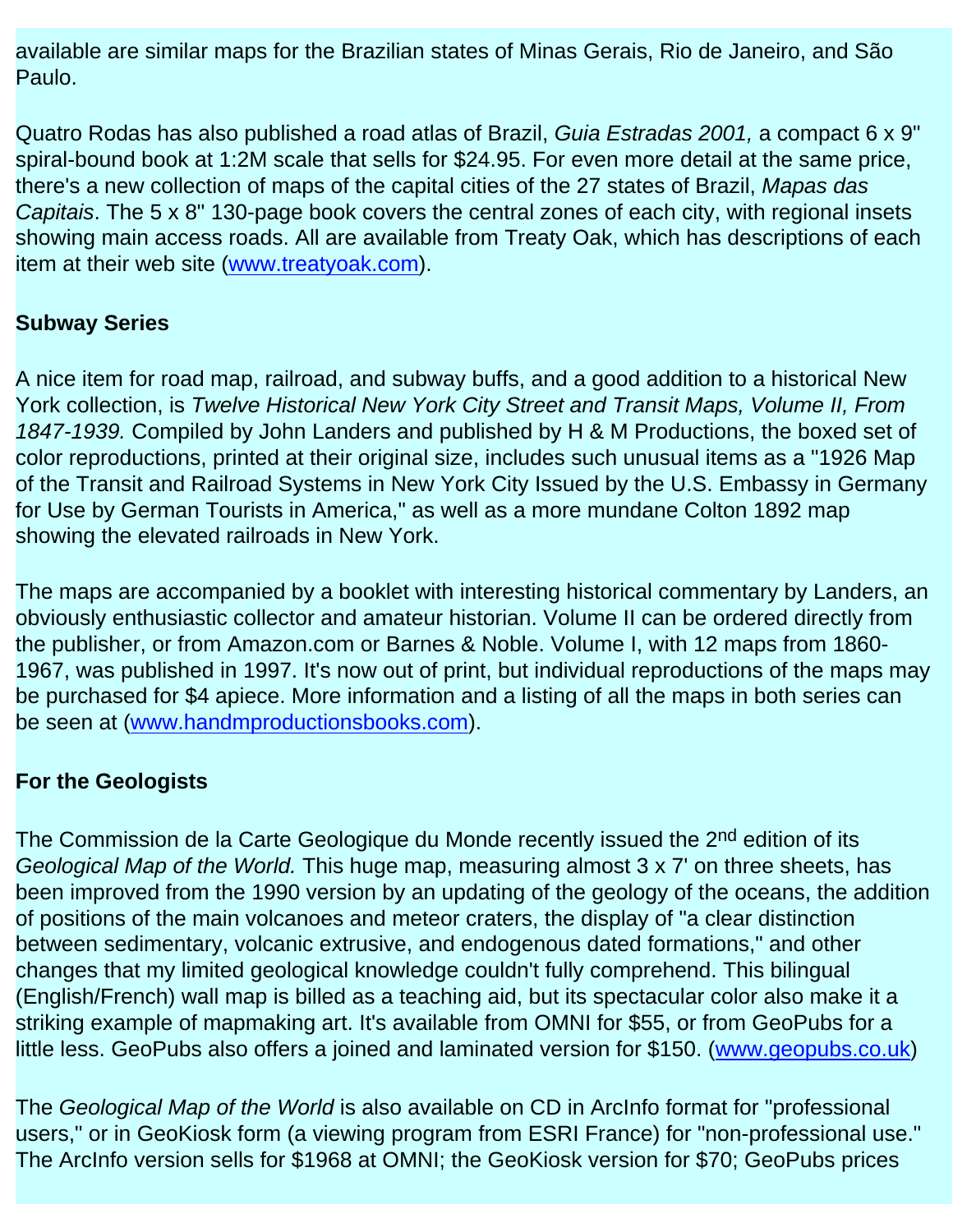available are similar maps for the Brazilian states of Minas Gerais, Rio de Janeiro, and São Paulo.

Quatro Rodas has also published a road atlas of Brazil, *Guia Estradas 2001,* a compact 6 x 9" spiral-bound book at 1:2M scale that sells for $24.95. For even more detail at the same price, there's a new collection of maps of the capital cities of the 27 states of Brazil, *Mapas das Capitais*. The 5 x 8" 130-page book covers the central zones of each city, with regional insets showing main access roads. All are available from Treaty Oak, which has descriptions of each item at their web site (www.treatyoak.com).

**Subway Series**

A nice item for road map, railroad, and subway buffs, and a good addition to a historical New York collection, is *Twelve Historical New York City Street and Transit Maps, Volume II, From 1847-1939.* Compiled by John Landers and published by H & M Productions, the boxed set of color reproductions, printed at their original size, includes such unusual items as a "1926 Map of the Transit and Railroad Systems in New York City Issued by the U.S. Embassy in Germany for Use by German Tourists in America," as well as a more mundane Colton 1892 map showing the elevated railroads in New York.

The maps are accompanied by a booklet with interesting historical commentary by Landers, an obviously enthusiastic collector and amateur historian. Volume II can be ordered directly from the publisher, or from Amazon.com or Barnes & Noble. Volume I, with 12 maps from 1860-1967, was published in 1997. It's now out of print, but individual reproductions of the maps may be purchased for $4 apiece. More information and a listing of all the maps in both series can be seen at (www.handmproductionsbooks.com).

**For the Geologists**

The Commission de la Carte Geologique du Monde recently issued the 2nd edition of its *Geological Map of the World.* This huge map, measuring almost 3 x 7' on three sheets, has been improved from the 1990 version by an updating of the geology of the oceans, the addition of positions of the main volcanoes and meteor craters, the display of "a clear distinction between sedimentary, volcanic extrusive, and endogenous dated formations," and other changes that my limited geological knowledge couldn't fully comprehend. This bilingual (English/French) wall map is billed as a teaching aid, but its spectacular color also make it a striking example of mapmaking art. It's available from OMNI for $55, or from GeoPubs for a little less. GeoPubs also offers a joined and laminated version for $150. (www.geopubs.co.uk)

The *Geological Map of the World* is also available on CD in ArcInfo format for "professional users," or in GeoKiosk form (a viewing program from ESRI France) for "non-professional use." The ArcInfo version sells for $1968 at OMNI; the GeoKiosk version for $70; GeoPubs prices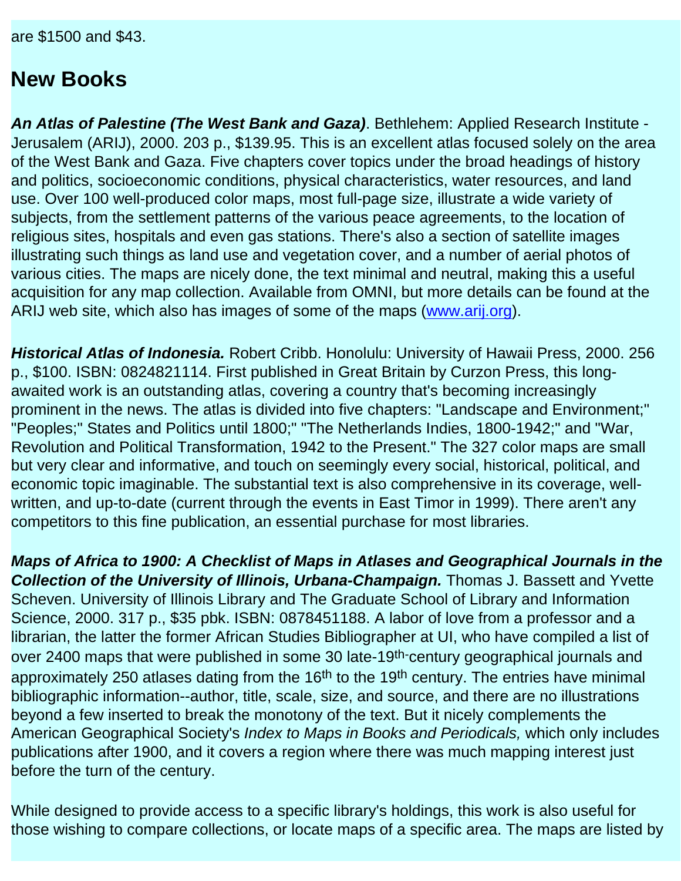are $1500 and $43.

## New Books

***An Atlas of Palestine (The West Bank and Gaza)***. Bethlehem: Applied Research Institute - Jerusalem (ARIJ), 2000. 203 p., $139.95. This is an excellent atlas focused solely on the area of the West Bank and Gaza. Five chapters cover topics under the broad headings of history and politics, socioeconomic conditions, physical characteristics, water resources, and land use. Over 100 well-produced color maps, most full-page size, illustrate a wide variety of subjects, from the settlement patterns of the various peace agreements, to the location of religious sites, hospitals and even gas stations. There's also a section of satellite images illustrating such things as land use and vegetation cover, and a number of aerial photos of various cities. The maps are nicely done, the text minimal and neutral, making this a useful acquisition for any map collection. Available from OMNI, but more details can be found at the ARIJ web site, which also has images of some of the maps ([www.arij.org](http://www.arij.org)).

***Historical Atlas of Indonesia.*** Robert Cribb. Honolulu: University of Hawaii Press, 2000. 256 p., $100. ISBN: 0824821114. First published in Great Britain by Curzon Press, this long-awaited work is an outstanding atlas, covering a country that's becoming increasingly prominent in the news. The atlas is divided into five chapters: "Landscape and Environment;" "Peoples;" States and Politics until 1800;" "The Netherlands Indies, 1800-1942;" and "War, Revolution and Political Transformation, 1942 to the Present." The 327 color maps are small but very clear and informative, and touch on seemingly every social, historical, political, and economic topic imaginable. The substantial text is also comprehensive in its coverage, well-written, and up-to-date (current through the events in East Timor in 1999). There aren't any competitors to this fine publication, an essential purchase for most libraries.

***Maps of Africa to 1900: A Checklist of Maps in Atlases and Geographical Journals in the Collection of the University of Illinois, Urbana-Champaign.*** Thomas J. Bassett and Yvette Scheven. University of Illinois Library and The Graduate School of Library and Information Science, 2000. 317 p., $35 pbk. ISBN: 0878451188. A labor of love from a professor and a librarian, the latter the former African Studies Bibliographer at UI, who have compiled a list of over 2400 maps that were published in some 30 late-19th-century geographical journals and approximately 250 atlases dating from the 16th to the 19th century. The entries have minimal bibliographic information--author, title, scale, size, and source, and there are no illustrations beyond a few inserted to break the monotony of the text. But it nicely complements the American Geographical Society's *Index to Maps in Books and Periodicals,* which only includes publications after 1900, and it covers a region where there was much mapping interest just before the turn of the century.

While designed to provide access to a specific library's holdings, this work is also useful for those wishing to compare collections, or locate maps of a specific area. The maps are listed by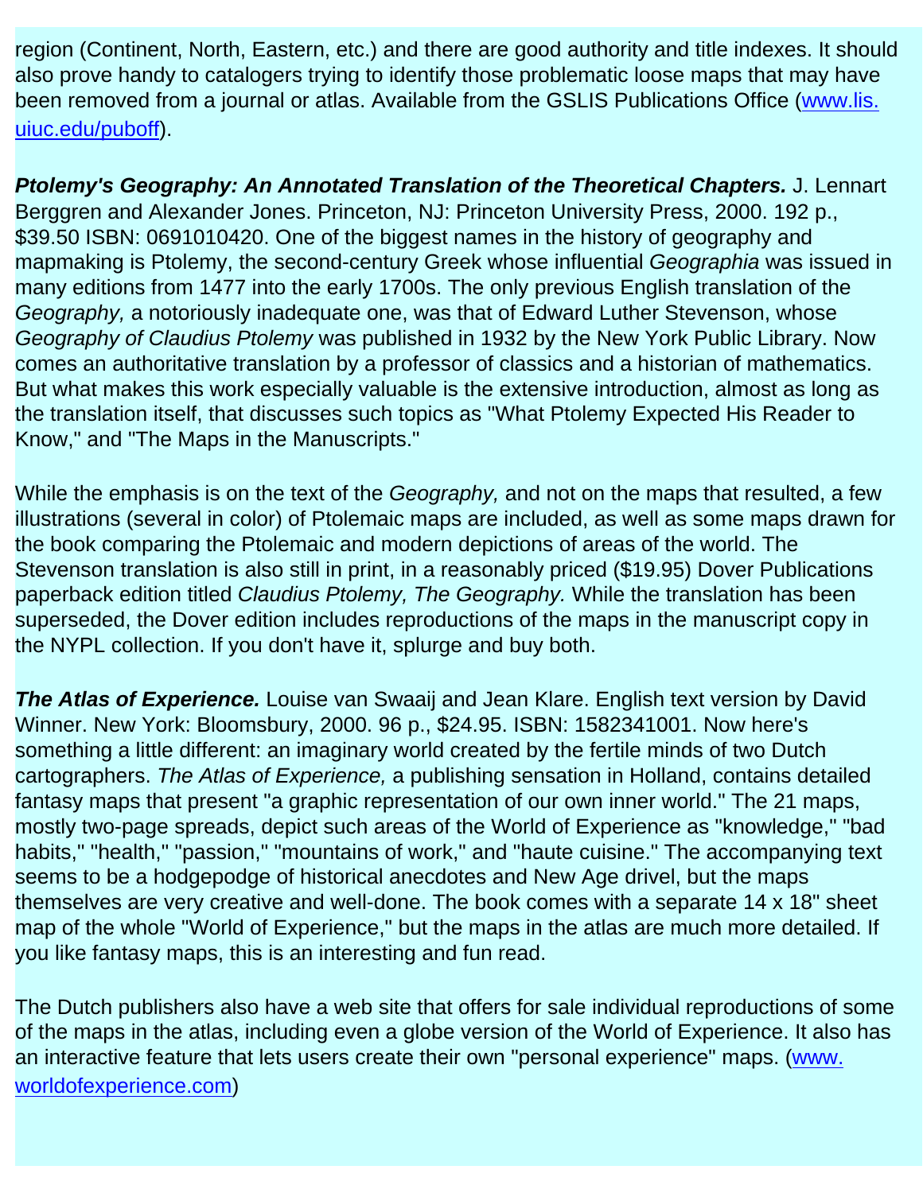region (Continent, North, Eastern, etc.) and there are good authority and title indexes. It should also prove handy to catalogers trying to identify those problematic loose maps that may have been removed from a journal or atlas. Available from the GSLIS Publications Office ([www.lis.uiuc.edu/puboff](http://www.lis.uiuc.edu/puboff)).

***Ptolemy's Geography: An Annotated Translation of the Theoretical Chapters.*** J. Lennart Berggren and Alexander Jones. Princeton, NJ: Princeton University Press, 2000. 192 p., $39.50 ISBN: 0691010420. One of the biggest names in the history of geography and mapmaking is Ptolemy, the second-century Greek whose influential *Geographia* was issued in many editions from 1477 into the early 1700s. The only previous English translation of the *Geography,* a notoriously inadequate one, was that of Edward Luther Stevenson, whose *Geography of Claudius Ptolemy* was published in 1932 by the New York Public Library. Now comes an authoritative translation by a professor of classics and a historian of mathematics. But what makes this work especially valuable is the extensive introduction, almost as long as the translation itself, that discusses such topics as "What Ptolemy Expected His Reader to Know," and "The Maps in the Manuscripts."

While the emphasis is on the text of the *Geography,* and not on the maps that resulted, a few illustrations (several in color) of Ptolemaic maps are included, as well as some maps drawn for the book comparing the Ptolemaic and modern depictions of areas of the world. The Stevenson translation is also still in print, in a reasonably priced ($19.95) Dover Publications paperback edition titled *Claudius Ptolemy, The Geography.* While the translation has been superseded, the Dover edition includes reproductions of the maps in the manuscript copy in the NYPL collection. If you don't have it, splurge and buy both.

***The Atlas of Experience.*** Louise van Swaaij and Jean Klare. English text version by David Winner. New York: Bloomsbury, 2000. 96 p., $24.95. ISBN: 1582341001. Now here's something a little different: an imaginary world created by the fertile minds of two Dutch cartographers. *The Atlas of Experience,* a publishing sensation in Holland, contains detailed fantasy maps that present "a graphic representation of our own inner world." The 21 maps, mostly two-page spreads, depict such areas of the World of Experience as "knowledge," "bad habits," "health," "passion," "mountains of work," and "haute cuisine." The accompanying text seems to be a hodgepodge of historical anecdotes and New Age drivel, but the maps themselves are very creative and well-done. The book comes with a separate 14 x 18" sheet map of the whole "World of Experience," but the maps in the atlas are much more detailed. If you like fantasy maps, this is an interesting and fun read.

The Dutch publishers also have a web site that offers for sale individual reproductions of some of the maps in the atlas, including even a globe version of the World of Experience. It also has an interactive feature that lets users create their own "personal experience" maps. ([www.worldofexperience.com](http://www.worldofexperience.com))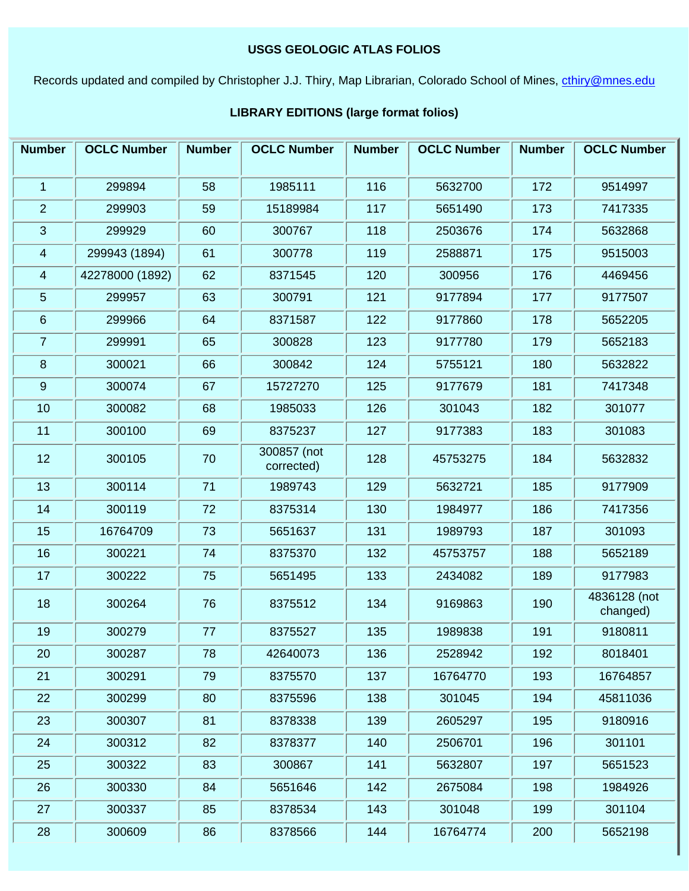**USGS GEOLOGIC ATLAS FOLIOS**

Records updated and compiled by Christopher J.J. Thiry, Map Librarian, Colorado School of Mines, cthiry@mnes.edu

**LIBRARY EDITIONS (large format folios)**

| Number | OCLC Number | Number | OCLC Number | Number | OCLC Number | Number | OCLC Number |
|---|---|---|---|---|---|---|---|
| 1 | 299894 | 58 | 1985111 | 116 | 5632700 | 172 | 9514997 |
| 2 | 299903 | 59 | 15189984 | 117 | 5651490 | 173 | 7417335 |
| 3 | 299929 | 60 | 300767 | 118 | 2503676 | 174 | 5632868 |
| 4 | 299943 (1894) | 61 | 300778 | 119 | 2588871 | 175 | 9515003 |
| 4 | 42278000 (1892) | 62 | 8371545 | 120 | 300956 | 176 | 4469456 |
| 5 | 299957 | 63 | 300791 | 121 | 9177894 | 177 | 9177507 |
| 6 | 299966 | 64 | 8371587 | 122 | 9177860 | 178 | 5652205 |
| 7 | 299991 | 65 | 300828 | 123 | 9177780 | 179 | 5652183 |
| 8 | 300021 | 66 | 300842 | 124 | 5755121 | 180 | 5632822 |
| 9 | 300074 | 67 | 15727270 | 125 | 9177679 | 181 | 7417348 |
| 10 | 300082 | 68 | 1985033 | 126 | 301043 | 182 | 301077 |
| 11 | 300100 | 69 | 8375237 | 127 | 9177383 | 183 | 301083 |
| 12 | 300105 | 70 | 300857 (not corrected) | 128 | 45753275 | 184 | 5632832 |
| 13 | 300114 | 71 | 1989743 | 129 | 5632721 | 185 | 9177909 |
| 14 | 300119 | 72 | 8375314 | 130 | 1984977 | 186 | 7417356 |
| 15 | 16764709 | 73 | 5651637 | 131 | 1989793 | 187 | 301093 |
| 16 | 300221 | 74 | 8375370 | 132 | 45753757 | 188 | 5652189 |
| 17 | 300222 | 75 | 5651495 | 133 | 2434082 | 189 | 9177983 |
| 18 | 300264 | 76 | 8375512 | 134 | 9169863 | 190 | 4836128 (not changed) |
| 19 | 300279 | 77 | 8375527 | 135 | 1989838 | 191 | 9180811 |
| 20 | 300287 | 78 | 42640073 | 136 | 2528942 | 192 | 8018401 |
| 21 | 300291 | 79 | 8375570 | 137 | 16764770 | 193 | 16764857 |
| 22 | 300299 | 80 | 8375596 | 138 | 301045 | 194 | 45811036 |
| 23 | 300307 | 81 | 8378338 | 139 | 2605297 | 195 | 9180916 |
| 24 | 300312 | 82 | 8378377 | 140 | 2506701 | 196 | 301101 |
| 25 | 300322 | 83 | 300867 | 141 | 5632807 | 197 | 5651523 |
| 26 | 300330 | 84 | 5651646 | 142 | 2675084 | 198 | 1984926 |
| 27 | 300337 | 85 | 8378534 | 143 | 301048 | 199 | 301104 |
| 28 | 300609 | 86 | 8378566 | 144 | 16764774 | 200 | 5652198 |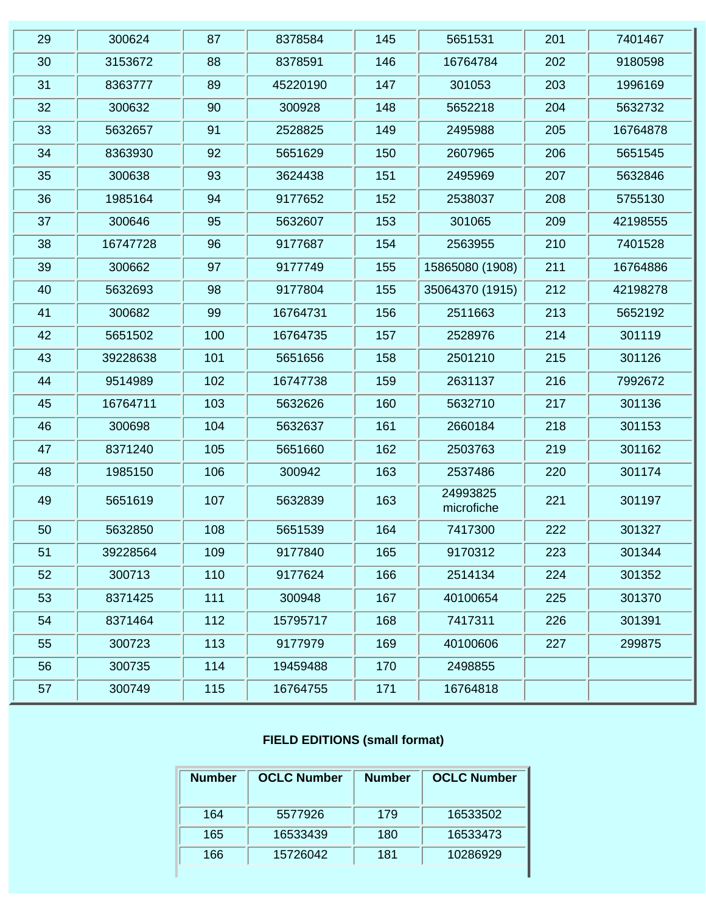| | | | | | | | |
|---|---|---|---|---|---|---|---|
| 29 | 300624 | 87 | 8378584 | 145 | 5651531 | 201 | 7401467 |
| 30 | 3153672 | 88 | 8378591 | 146 | 16764784 | 202 | 9180598 |
| 31 | 8363777 | 89 | 45220190 | 147 | 301053 | 203 | 1996169 |
| 32 | 300632 | 90 | 300928 | 148 | 5652218 | 204 | 5632732 |
| 33 | 5632657 | 91 | 2528825 | 149 | 2495988 | 205 | 16764878 |
| 34 | 8363930 | 92 | 5651629 | 150 | 2607965 | 206 | 5651545 |
| 35 | 300638 | 93 | 3624438 | 151 | 2495969 | 207 | 5632846 |
| 36 | 1985164 | 94 | 9177652 | 152 | 2538037 | 208 | 5755130 |
| 37 | 300646 | 95 | 5632607 | 153 | 301065 | 209 | 42198555 |
| 38 | 16747728 | 96 | 9177687 | 154 | 2563955 | 210 | 7401528 |
| 39 | 300662 | 97 | 9177749 | 155 | 15865080 (1908) | 211 | 16764886 |
| 40 | 5632693 | 98 | 9177804 | 155 | 35064370 (1915) | 212 | 42198278 |
| 41 | 300682 | 99 | 16764731 | 156 | 2511663 | 213 | 5652192 |
| 42 | 5651502 | 100 | 16764735 | 157 | 2528976 | 214 | 301119 |
| 43 | 39228638 | 101 | 5651656 | 158 | 2501210 | 215 | 301126 |
| 44 | 9514989 | 102 | 16747738 | 159 | 2631137 | 216 | 7992672 |
| 45 | 16764711 | 103 | 5632626 | 160 | 5632710 | 217 | 301136 |
| 46 | 300698 | 104 | 5632637 | 161 | 2660184 | 218 | 301153 |
| 47 | 8371240 | 105 | 5651660 | 162 | 2503763 | 219 | 301162 |
| 48 | 1985150 | 106 | 300942 | 163 | 2537486 | 220 | 301174 |
| 49 | 5651619 | 107 | 5632839 | 163 | 24993825 microfiche | 221 | 301197 |
| 50 | 5632850 | 108 | 5651539 | 164 | 7417300 | 222 | 301327 |
| 51 | 39228564 | 109 | 9177840 | 165 | 9170312 | 223 | 301344 |
| 52 | 300713 | 110 | 9177624 | 166 | 2514134 | 224 | 301352 |
| 53 | 8371425 | 111 | 300948 | 167 | 40100654 | 225 | 301370 |
| 54 | 8371464 | 112 | 15795717 | 168 | 7417311 | 226 | 301391 |
| 55 | 300723 | 113 | 9177979 | 169 | 40100606 | 227 | 299875 |
| 56 | 300735 | 114 | 19459488 | 170 | 2498855 | | |
| 57 | 300749 | 115 | 16764755 | 171 | 16764818 | | |

**FIELD EDITIONS (small format)**

| Number | OCLC Number | Number | OCLC Number |
|---|---|---|---|
| 164 | 5577926 | 179 | 16533502 |
| 165 | 16533439 | 180 | 16533473 |
| 166 | 15726042 | 181 | 10286929 |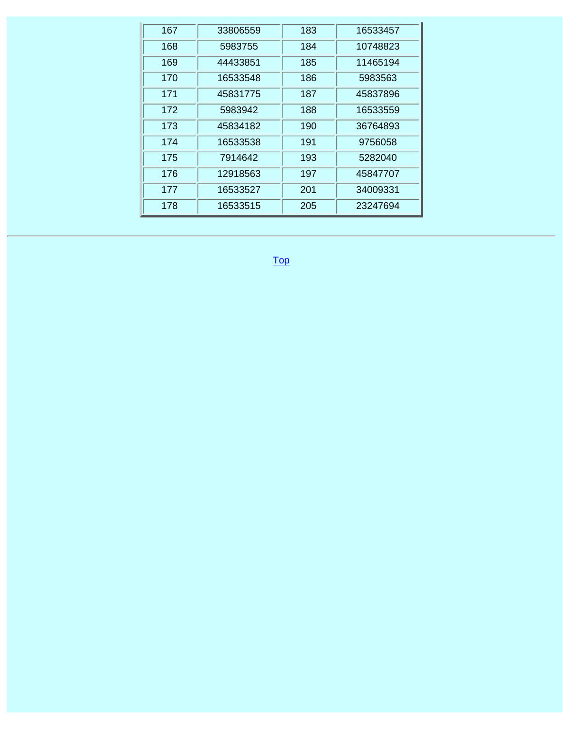| 167 | 33806559 | 183 | 16533457 |
|---|---|---|---|
| 168 | 5983755 | 184 | 10748823 |
| 169 | 44433851 | 185 | 11465194 |
| 170 | 16533548 | 186 | 5983563 |
| 171 | 45831775 | 187 | 45837896 |
| 172 | 5983942 | 188 | 16533559 |
| 173 | 45834182 | 190 | 36764893 |
| 174 | 16533538 | 191 | 9756058 |
| 175 | 7914642 | 193 | 5282040 |
| 176 | 12918563 | 197 | 45847707 |
| 177 | 16533527 | 201 | 34009331 |
| 178 | 16533515 | 205 | 23247694 |

---

Top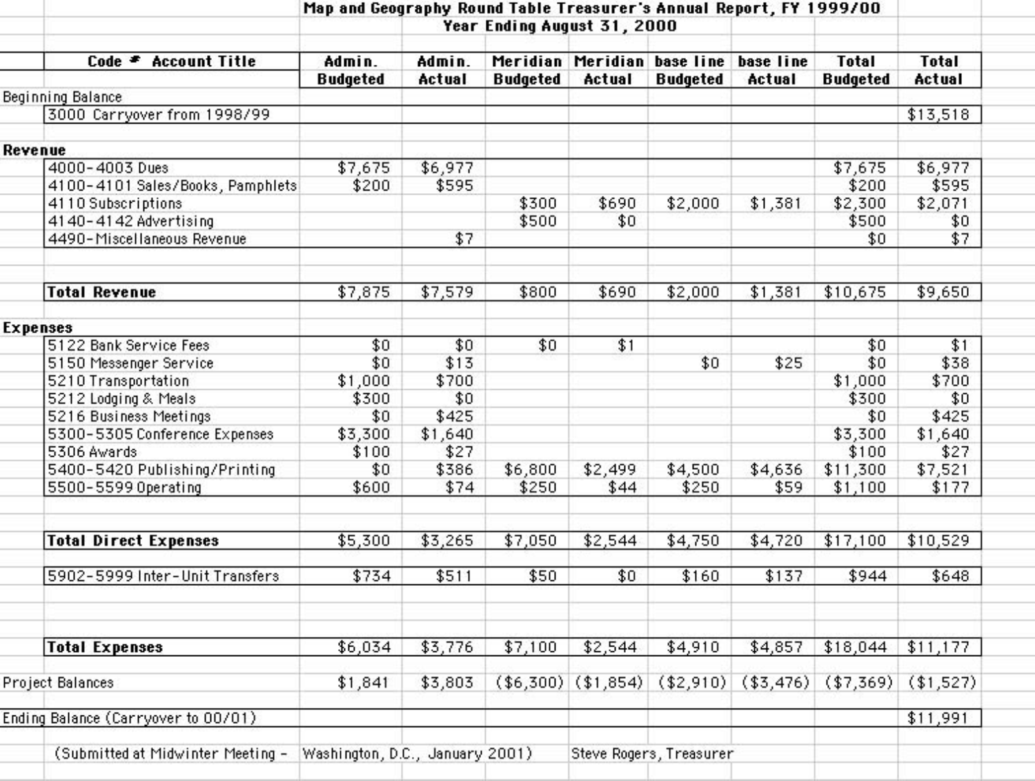# Map and Geography Round Table Treasurer's Annual Report, FY 1999/00
## Year Ending August 31, 2000

| Code # Account Title | Admin. Budgeted | Admin. Actual | Meridian Budgeted | Meridian Actual | base line Budgeted | base line Actual | Total Budgeted | Total Actual |
|---|---|---|---|---|---|---|---|---|
| **Beginning Balance** | | | | | | | | |
| 3000 Carryover from 1998/99 | | | | | | | | $13,518 |
| **Revenue** | | | | | | | | |
| 4000-4003 Dues | $7,675 | $6,977 | | | | | $7,675 | $6,977 |
| 4100-4101 Sales/Books, Pamphlets | $200 | $595 | | | | | $200 | $595 |
| 4110 Subscriptions | | | $300 | $690 | $2,000 | $1,381 | $2,300 | $2,071 |
| 4140-4142 Advertising | | | $500 | $0 | | | $500 | $0 |
| 4490-Miscellaneous Revenue | | $7 | | | | | $0 | $7 |
| **Total Revenue** | $7,875 | $7,579 | $800 | $690 | $2,000 | $1,381 | $10,675 | $9,650 |
| **Expenses** | | | | | | | | |
| 5122 Bank Service Fees | $0 | $0 | $0 | $1 | | | $0 | $1 |
| 5150 Messenger Service | $0 | $13 | | | $0 | $25 | $0 | $38 |
| 5210 Transportation | $1,000 | $700 | | | | | $1,000 | $700 |
| 5212 Lodging & Meals | $300 | $0 | | | | | $300 | $0 |
| 5216 Business Meetings | $0 | $425 | | | | | $0 | $425 |
| 5300-5305 Conference Expenses | $3,300 | $1,640 | | | | | $3,300 | $1,640 |
| 5306 Awards | $100 | $27 | | | | | $100 | $27 |
| 5400-5420 Publishing/Printing | $0 | $386 | $6,800 | $2,499 | $4,500 | $4,636 | $11,300 | $7,521 |
| 5500-5599 Operating | $600 | $74 | $250 | $44 | $250 | $59 | $1,100 | $177 |
| **Total Direct Expenses** | $5,300 | $3,265 | $7,050 | $2,544 | $4,750 | $4,720 | $17,100 | $10,529 |
| 5902-5999 Inter-Unit Transfers | $734 | $511 | $50 | $0 | $160 | $137 | $944 | $648 |
| **Total Expenses** | $6,034 | $3,776 | $7,100 | $2,544 | $4,910 | $4,857 | $18,044 | $11,177 |
| Project Balances | $1,841 | $3,803 | ($6,300) | ($1,854) | ($2,910) | ($3,476) | ($7,369) | ($1,527) |
| Ending Balance (Carryover to 00/01) | | | | | | | | $11,991 |

(Submitted at Midwinter Meeting – Washington, D.C., January 2001) Steve Rogers, Treasurer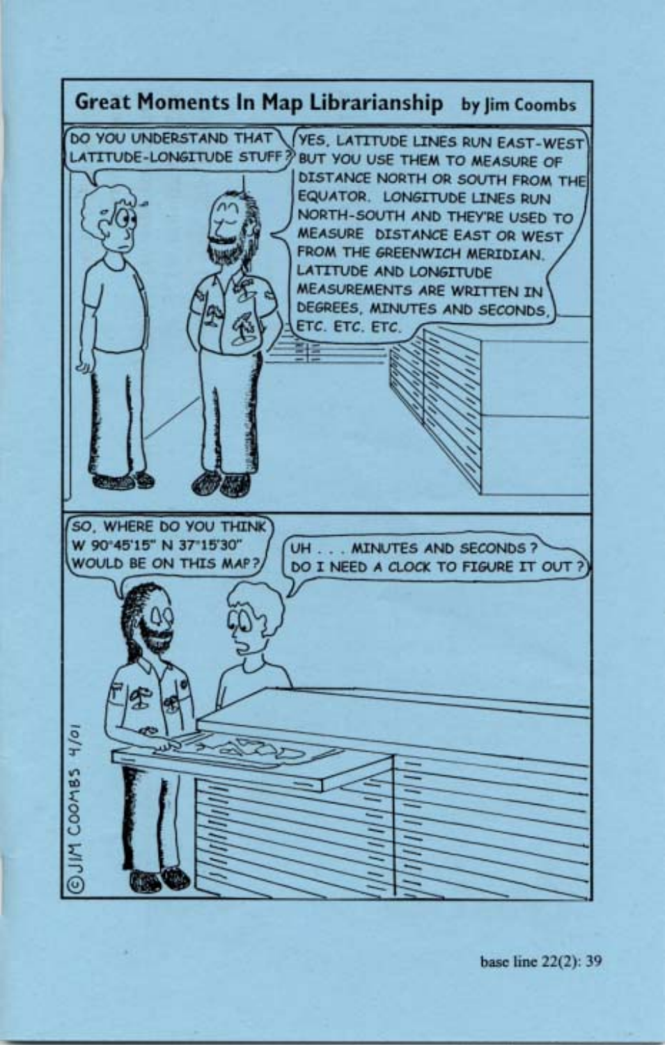## Great Moments In Map Librarianship by Jim Coombs

DO YOU UNDERSTAND THAT LATITUDE-LONGITUDE STUFF?

YES, LATITUDE LINES RUN EAST-WEST BUT YOU USE THEM TO MEASURE OF DISTANCE NORTH OR SOUTH FROM THE EQUATOR. LONGITUDE LINES RUN NORTH-SOUTH AND THEY'RE USED TO MEASURE DISTANCE EAST OR WEST FROM THE GREENWICH MERIDIAN. LATITUDE AND LONGITUDE MEASUREMENTS ARE WRITTEN IN DEGREES, MINUTES AND SECONDS, ETC. ETC. ETC.

SO, WHERE DO YOU THINK W 90°45'15" N 37°15'30" WOULD BE ON THIS MAP?

UH . . . MINUTES AND SECONDS? DO I NEED A CLOCK TO FIGURE IT OUT?

©JIM COOMBS 4/01